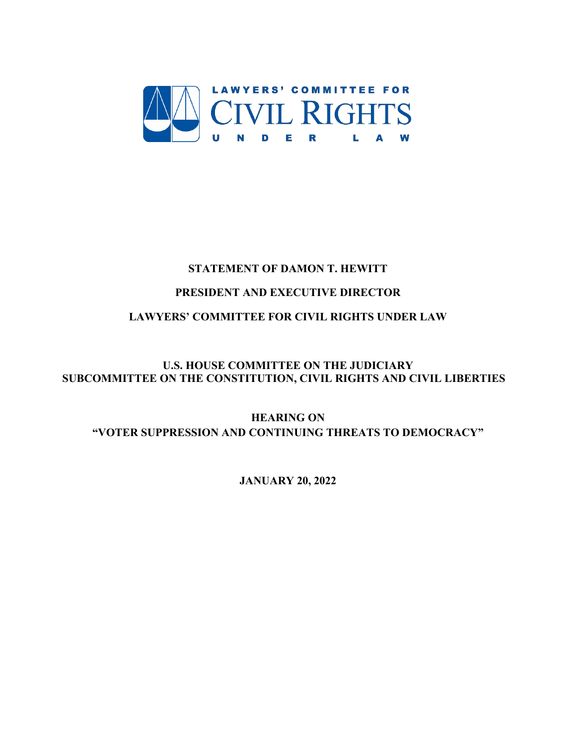LAWYERS' COMMITTEE FOR CIVIL RIGHTS UNDER LAW

**STATEMENT OF DAMON T. HEWITT**

**PRESIDENT AND EXECUTIVE DIRECTOR**

**LAWYERS' COMMITTEE FOR CIVIL RIGHTS UNDER LAW**

**U.S. HOUSE COMMITTEE ON THE JUDICIARY**
**SUBCOMMITTEE ON THE CONSTITUTION, CIVIL RIGHTS AND CIVIL LIBERTIES**

**HEARING ON**
**"VOTER SUPPRESSION AND CONTINUING THREATS TO DEMOCRACY"**

**JANUARY 20, 2022**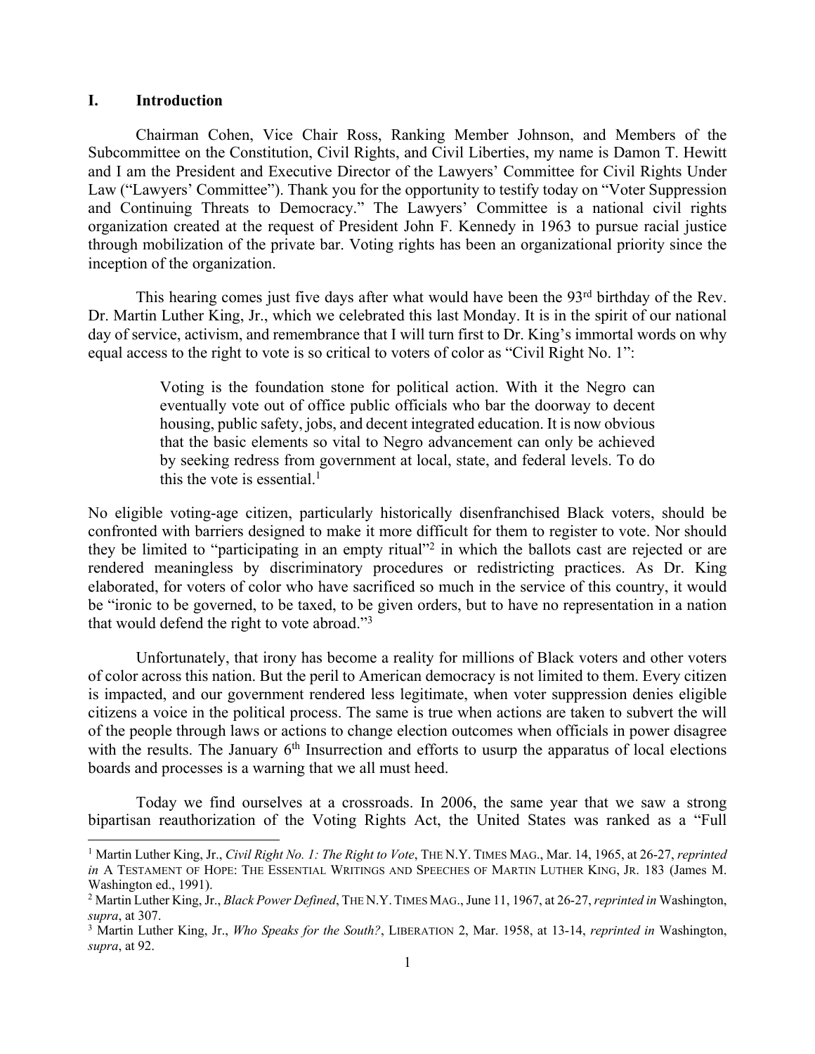## I. Introduction

Chairman Cohen, Vice Chair Ross, Ranking Member Johnson, and Members of the Subcommittee on the Constitution, Civil Rights, and Civil Liberties, my name is Damon T. Hewitt and I am the President and Executive Director of the Lawyers' Committee for Civil Rights Under Law ("Lawyers' Committee"). Thank you for the opportunity to testify today on "Voter Suppression and Continuing Threats to Democracy." The Lawyers' Committee is a national civil rights organization created at the request of President John F. Kennedy in 1963 to pursue racial justice through mobilization of the private bar. Voting rights has been an organizational priority since the inception of the organization.

This hearing comes just five days after what would have been the 93rd birthday of the Rev. Dr. Martin Luther King, Jr., which we celebrated this last Monday. It is in the spirit of our national day of service, activism, and remembrance that I will turn first to Dr. King's immortal words on why equal access to the right to vote is so critical to voters of color as "Civil Right No. 1":

> Voting is the foundation stone for political action. With it the Negro can eventually vote out of office public officials who bar the doorway to decent housing, public safety, jobs, and decent integrated education. It is now obvious that the basic elements so vital to Negro advancement can only be achieved by seeking redress from government at local, state, and federal levels. To do this the vote is essential.[1]

No eligible voting-age citizen, particularly historically disenfranchised Black voters, should be confronted with barriers designed to make it more difficult for them to register to vote. Nor should they be limited to "participating in an empty ritual"[2] in which the ballots cast are rejected or are rendered meaningless by discriminatory procedures or redistricting practices. As Dr. King elaborated, for voters of color who have sacrificed so much in the service of this country, it would be "ironic to be governed, to be taxed, to be given orders, but to have no representation in a nation that would defend the right to vote abroad."[3]

Unfortunately, that irony has become a reality for millions of Black voters and other voters of color across this nation. But the peril to American democracy is not limited to them. Every citizen is impacted, and our government rendered less legitimate, when voter suppression denies eligible citizens a voice in the political process. The same is true when actions are taken to subvert the will of the people through laws or actions to change election outcomes when officials in power disagree with the results. The January 6th Insurrection and efforts to usurp the apparatus of local elections boards and processes is a warning that we all must heed.

Today we find ourselves at a crossroads. In 2006, the same year that we saw a strong bipartisan reauthorization of the Voting Rights Act, the United States was ranked as a "Full

---

[1] Martin Luther King, Jr., *Civil Right No. 1: The Right to Vote*, THE N.Y. TIMES MAG., Mar. 14, 1965, at 26-27, *reprinted in* A TESTAMENT OF HOPE: THE ESSENTIAL WRITINGS AND SPEECHES OF MARTIN LUTHER KING, JR. 183 (James M. Washington ed., 1991).

[2] Martin Luther King, Jr., *Black Power Defined*, THE N.Y. TIMES MAG., June 11, 1967, at 26-27, *reprinted in* Washington, *supra*, at 307.

[3] Martin Luther King, Jr., *Who Speaks for the South?*, LIBERATION 2, Mar. 1958, at 13-14, *reprinted in* Washington, *supra*, at 92.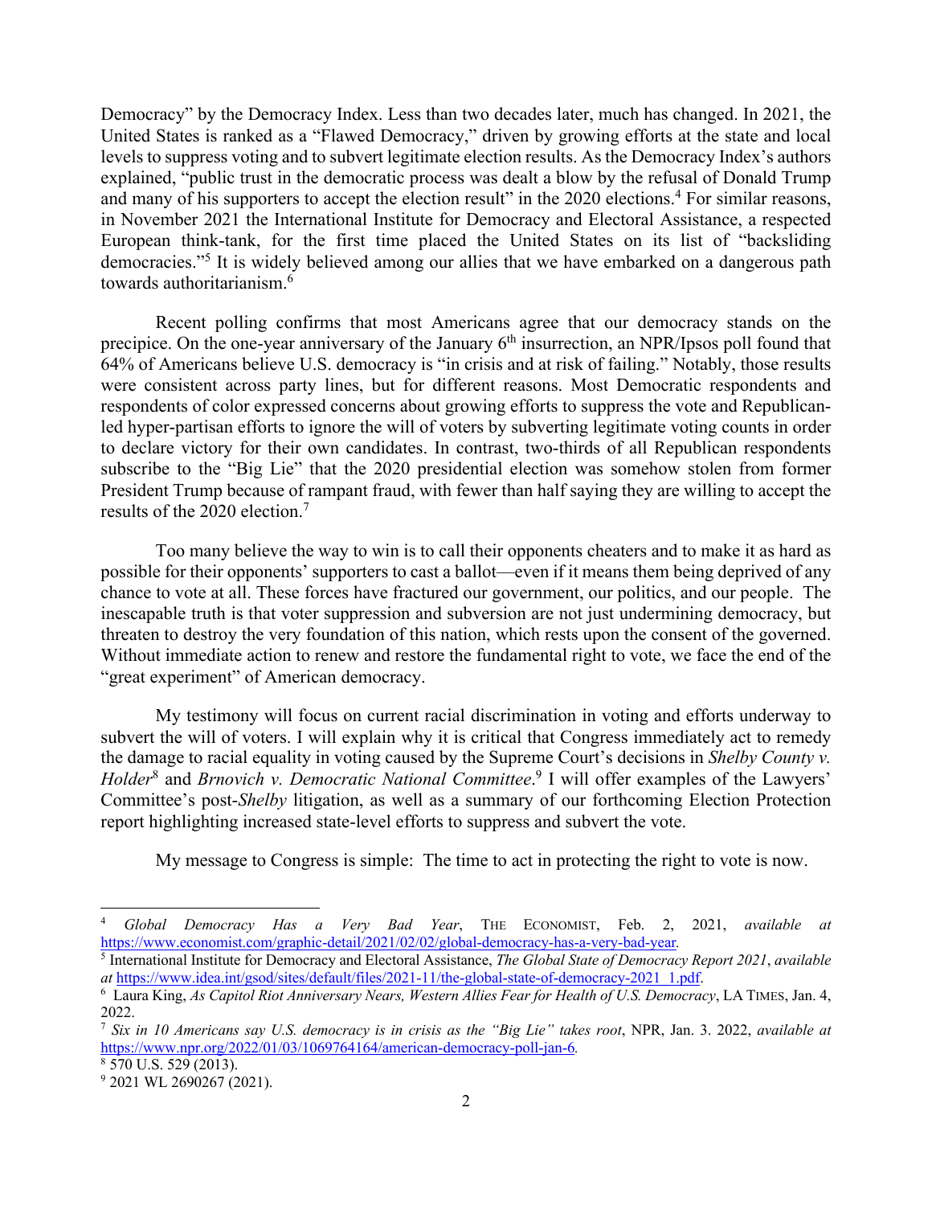Democracy" by the Democracy Index. Less than two decades later, much has changed. In 2021, the United States is ranked as a "Flawed Democracy," driven by growing efforts at the state and local levels to suppress voting and to subvert legitimate election results. As the Democracy Index's authors explained, "public trust in the democratic process was dealt a blow by the refusal of Donald Trump and many of his supporters to accept the election result" in the 2020 elections.[4] For similar reasons, in November 2021 the International Institute for Democracy and Electoral Assistance, a respected European think-tank, for the first time placed the United States on its list of "backsliding democracies."[5] It is widely believed among our allies that we have embarked on a dangerous path towards authoritarianism.[6]

Recent polling confirms that most Americans agree that our democracy stands on the precipice. On the one-year anniversary of the January 6th insurrection, an NPR/Ipsos poll found that 64% of Americans believe U.S. democracy is "in crisis and at risk of failing." Notably, those results were consistent across party lines, but for different reasons. Most Democratic respondents and respondents of color expressed concerns about growing efforts to suppress the vote and Republican-led hyper-partisan efforts to ignore the will of voters by subverting legitimate voting counts in order to declare victory for their own candidates. In contrast, two-thirds of all Republican respondents subscribe to the "Big Lie" that the 2020 presidential election was somehow stolen from former President Trump because of rampant fraud, with fewer than half saying they are willing to accept the results of the 2020 election.[7]

Too many believe the way to win is to call their opponents cheaters and to make it as hard as possible for their opponents' supporters to cast a ballot—even if it means them being deprived of any chance to vote at all. These forces have fractured our government, our politics, and our people. The inescapable truth is that voter suppression and subversion are not just undermining democracy, but threaten to destroy the very foundation of this nation, which rests upon the consent of the governed. Without immediate action to renew and restore the fundamental right to vote, we face the end of the "great experiment" of American democracy.

My testimony will focus on current racial discrimination in voting and efforts underway to subvert the will of voters. I will explain why it is critical that Congress immediately act to remedy the damage to racial equality in voting caused by the Supreme Court's decisions in *Shelby County v. Holder*[8] and *Brnovich v. Democratic National Committee*.[9] I will offer examples of the Lawyers' Committee's post-*Shelby* litigation, as well as a summary of our forthcoming Election Protection report highlighting increased state-level efforts to suppress and subvert the vote.

My message to Congress is simple: The time to act in protecting the right to vote is now.

---

[4] *Global Democracy Has a Very Bad Year*, THE ECONOMIST, Feb. 2, 2021, *available at* https://www.economist.com/graphic-detail/2021/02/02/global-democracy-has-a-very-bad-year.

[5] International Institute for Democracy and Electoral Assistance, *The Global State of Democracy Report 2021*, *available at* https://www.idea.int/gsod/sites/default/files/2021-11/the-global-state-of-democracy-2021_1.pdf.

[6] Laura King, *As Capitol Riot Anniversary Nears, Western Allies Fear for Health of U.S. Democracy*, LA TIMES, Jan. 4, 2022.

[7] *Six in 10 Americans say U.S. democracy is in crisis as the "Big Lie" takes root*, NPR, Jan. 3. 2022, *available at* https://www.npr.org/2022/01/03/1069764164/american-democracy-poll-jan-6.

[8] 570 U.S. 529 (2013).

[9] 2021 WL 2690267 (2021).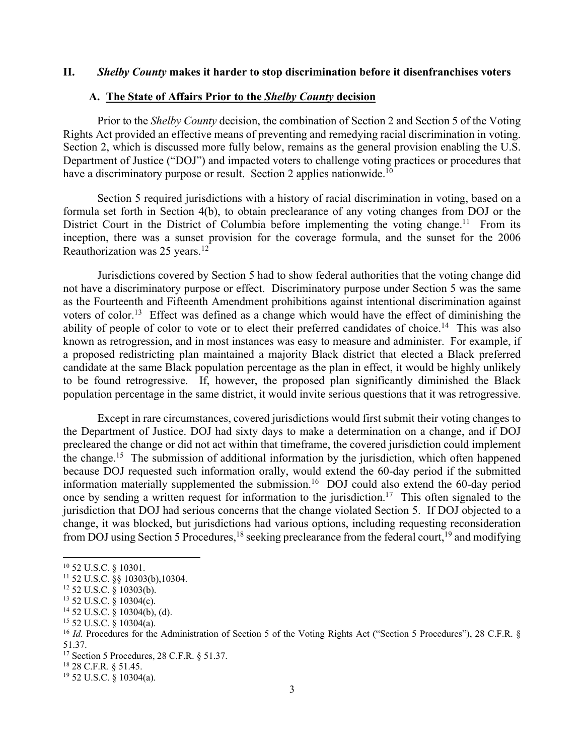## II. *Shelby County* makes it harder to stop discrimination before it disenfranchises voters

### A. The State of Affairs Prior to the *Shelby County* decision

Prior to the *Shelby County* decision, the combination of Section 2 and Section 5 of the Voting Rights Act provided an effective means of preventing and remedying racial discrimination in voting. Section 2, which is discussed more fully below, remains as the general provision enabling the U.S. Department of Justice ("DOJ") and impacted voters to challenge voting practices or procedures that have a discriminatory purpose or result. Section 2 applies nationwide.[10]

Section 5 required jurisdictions with a history of racial discrimination in voting, based on a formula set forth in Section 4(b), to obtain preclearance of any voting changes from DOJ or the District Court in the District of Columbia before implementing the voting change.[11] From its inception, there was a sunset provision for the coverage formula, and the sunset for the 2006 Reauthorization was 25 years.[12]

Jurisdictions covered by Section 5 had to show federal authorities that the voting change did not have a discriminatory purpose or effect. Discriminatory purpose under Section 5 was the same as the Fourteenth and Fifteenth Amendment prohibitions against intentional discrimination against voters of color.[13] Effect was defined as a change which would have the effect of diminishing the ability of people of color to vote or to elect their preferred candidates of choice.[14] This was also known as retrogression, and in most instances was easy to measure and administer. For example, if a proposed redistricting plan maintained a majority Black district that elected a Black preferred candidate at the same Black population percentage as the plan in effect, it would be highly unlikely to be found retrogressive. If, however, the proposed plan significantly diminished the Black population percentage in the same district, it would invite serious questions that it was retrogressive.

Except in rare circumstances, covered jurisdictions would first submit their voting changes to the Department of Justice. DOJ had sixty days to make a determination on a change, and if DOJ precleared the change or did not act within that timeframe, the covered jurisdiction could implement the change.[15] The submission of additional information by the jurisdiction, which often happened because DOJ requested such information orally, would extend the 60-day period if the submitted information materially supplemented the submission.[16] DOJ could also extend the 60-day period once by sending a written request for information to the jurisdiction.[17] This often signaled to the jurisdiction that DOJ had serious concerns that the change violated Section 5. If DOJ objected to a change, it was blocked, but jurisdictions had various options, including requesting reconsideration from DOJ using Section 5 Procedures,[18] seeking preclearance from the federal court,[19] and modifying

---

[10] 52 U.S.C. § 10301.

[11] 52 U.S.C. §§ 10303(b),10304.

[12] 52 U.S.C. § 10303(b).

[13] 52 U.S.C. § 10304(c).

[14] 52 U.S.C. § 10304(b), (d).

[15] 52 U.S.C. § 10304(a).

[16] *Id.* Procedures for the Administration of Section 5 of the Voting Rights Act ("Section 5 Procedures"), 28 C.F.R. § 51.37.

[17] Section 5 Procedures, 28 C.F.R. § 51.37.

[18] 28 C.F.R. § 51.45.

[19] 52 U.S.C. § 10304(a).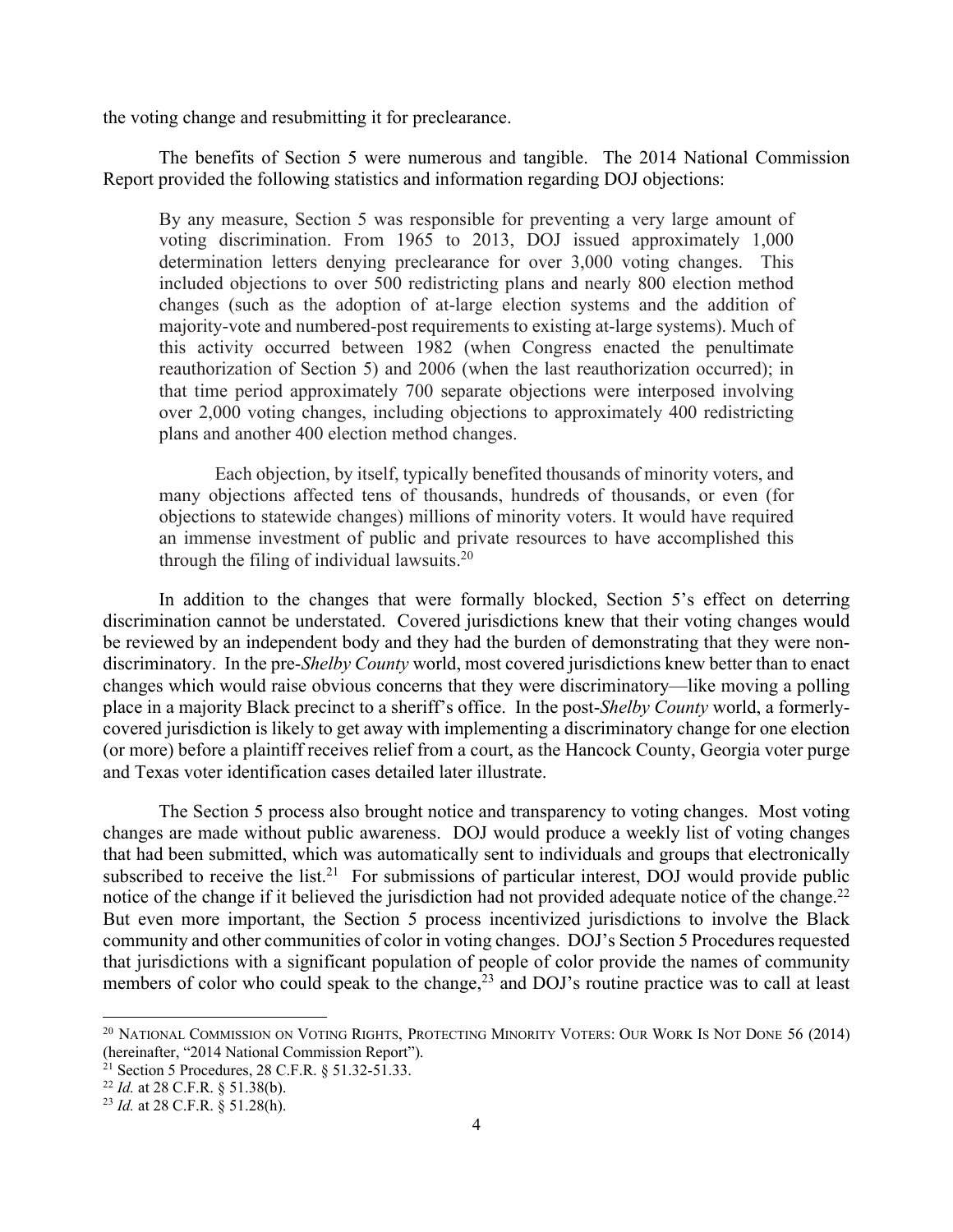the voting change and resubmitting it for preclearance.

The benefits of Section 5 were numerous and tangible. The 2014 National Commission Report provided the following statistics and information regarding DOJ objections:

> By any measure, Section 5 was responsible for preventing a very large amount of voting discrimination. From 1965 to 2013, DOJ issued approximately 1,000 determination letters denying preclearance for over 3,000 voting changes. This included objections to over 500 redistricting plans and nearly 800 election method changes (such as the adoption of at-large election systems and the addition of majority-vote and numbered-post requirements to existing at-large systems). Much of this activity occurred between 1982 (when Congress enacted the penultimate reauthorization of Section 5) and 2006 (when the last reauthorization occurred); in that time period approximately 700 separate objections were interposed involving over 2,000 voting changes, including objections to approximately 400 redistricting plans and another 400 election method changes.
>
> Each objection, by itself, typically benefited thousands of minority voters, and many objections affected tens of thousands, hundreds of thousands, or even (for objections to statewide changes) millions of minority voters. It would have required an immense investment of public and private resources to have accomplished this through the filing of individual lawsuits.[20]

In addition to the changes that were formally blocked, Section 5's effect on deterring discrimination cannot be understated. Covered jurisdictions knew that their voting changes would be reviewed by an independent body and they had the burden of demonstrating that they were non-discriminatory. In the pre-*Shelby County* world, most covered jurisdictions knew better than to enact changes which would raise obvious concerns that they were discriminatory—like moving a polling place in a majority Black precinct to a sheriff's office. In the post-*Shelby County* world, a formerly-covered jurisdiction is likely to get away with implementing a discriminatory change for one election (or more) before a plaintiff receives relief from a court, as the Hancock County, Georgia voter purge and Texas voter identification cases detailed later illustrate.

The Section 5 process also brought notice and transparency to voting changes. Most voting changes are made without public awareness. DOJ would produce a weekly list of voting changes that had been submitted, which was automatically sent to individuals and groups that electronically subscribed to receive the list.[21] For submissions of particular interest, DOJ would provide public notice of the change if it believed the jurisdiction had not provided adequate notice of the change.[22] But even more important, the Section 5 process incentivized jurisdictions to involve the Black community and other communities of color in voting changes. DOJ's Section 5 Procedures requested that jurisdictions with a significant population of people of color provide the names of community members of color who could speak to the change,[23] and DOJ's routine practice was to call at least

---

[20] National Commission on Voting Rights, Protecting Minority Voters: Our Work Is Not Done 56 (2014) (hereinafter, "2014 National Commission Report").

[21] Section 5 Procedures, 28 C.F.R. § 51.32-51.33.

[22] *Id.* at 28 C.F.R. § 51.38(b).

[23] *Id.* at 28 C.F.R. § 51.28(h).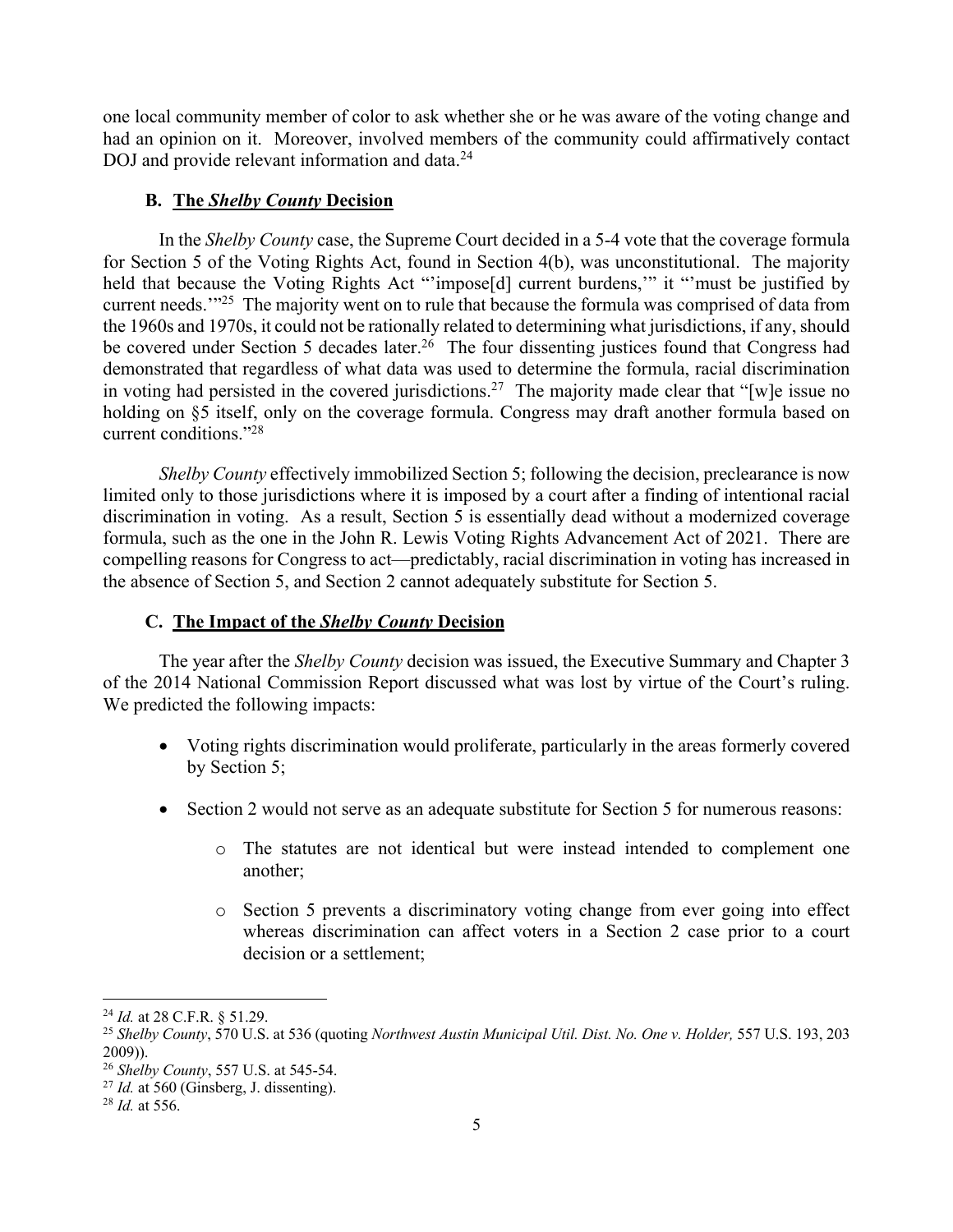one local community member of color to ask whether she or he was aware of the voting change and had an opinion on it. Moreover, involved members of the community could affirmatively contact DOJ and provide relevant information and data.[24]

### B. The *Shelby County* Decision

In the *Shelby County* case, the Supreme Court decided in a 5-4 vote that the coverage formula for Section 5 of the Voting Rights Act, found in Section 4(b), was unconstitutional. The majority held that because the Voting Rights Act "'impose[d] current burdens,'" it "'must be justified by current needs.'"[25] The majority went on to rule that because the formula was comprised of data from the 1960s and 1970s, it could not be rationally related to determining what jurisdictions, if any, should be covered under Section 5 decades later.[26] The four dissenting justices found that Congress had demonstrated that regardless of what data was used to determine the formula, racial discrimination in voting had persisted in the covered jurisdictions.[27] The majority made clear that "[w]e issue no holding on §5 itself, only on the coverage formula. Congress may draft another formula based on current conditions."[28]

*Shelby County* effectively immobilized Section 5; following the decision, preclearance is now limited only to those jurisdictions where it is imposed by a court after a finding of intentional racial discrimination in voting. As a result, Section 5 is essentially dead without a modernized coverage formula, such as the one in the John R. Lewis Voting Rights Advancement Act of 2021. There are compelling reasons for Congress to act—predictably, racial discrimination in voting has increased in the absence of Section 5, and Section 2 cannot adequately substitute for Section 5.

### C. The Impact of the *Shelby County* Decision

The year after the *Shelby County* decision was issued, the Executive Summary and Chapter 3 of the 2014 National Commission Report discussed what was lost by virtue of the Court's ruling. We predicted the following impacts:

- Voting rights discrimination would proliferate, particularly in the areas formerly covered by Section 5;
- Section 2 would not serve as an adequate substitute for Section 5 for numerous reasons:
  - The statutes are not identical but were instead intended to complement one another;
  - Section 5 prevents a discriminatory voting change from ever going into effect whereas discrimination can affect voters in a Section 2 case prior to a court decision or a settlement;

---

[24] *Id.* at 28 C.F.R. § 51.29.

[25] *Shelby County*, 570 U.S. at 536 (quoting *Northwest Austin Municipal Util. Dist. No. One v. Holder,* 557 U.S. 193, 203 2009)).

[26] *Shelby County*, 557 U.S. at 545-54.

[27] *Id.* at 560 (Ginsberg, J. dissenting).

[28] *Id.* at 556.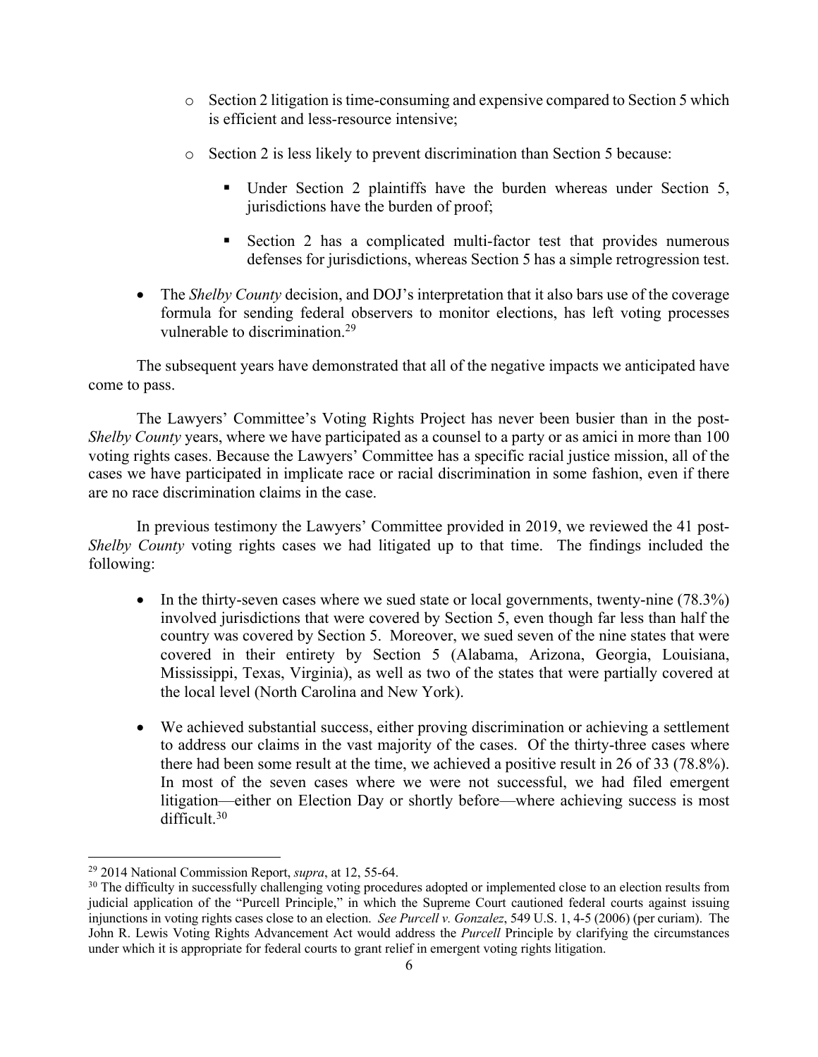- Section 2 litigation is time-consuming and expensive compared to Section 5 which is efficient and less-resource intensive;
  - Section 2 is less likely to prevent discrimination than Section 5 because:
    - Under Section 2 plaintiffs have the burden whereas under Section 5, jurisdictions have the burden of proof;
    - Section 2 has a complicated multi-factor test that provides numerous defenses for jurisdictions, whereas Section 5 has a simple retrogression test.

- The *Shelby County* decision, and DOJ's interpretation that it also bars use of the coverage formula for sending federal observers to monitor elections, has left voting processes vulnerable to discrimination.[29]

The subsequent years have demonstrated that all of the negative impacts we anticipated have come to pass.

The Lawyers' Committee's Voting Rights Project has never been busier than in the post-*Shelby County* years, where we have participated as a counsel to a party or as amici in more than 100 voting rights cases. Because the Lawyers' Committee has a specific racial justice mission, all of the cases we have participated in implicate race or racial discrimination in some fashion, even if there are no race discrimination claims in the case.

In previous testimony the Lawyers' Committee provided in 2019, we reviewed the 41 post-*Shelby County* voting rights cases we had litigated up to that time. The findings included the following:

- In the thirty-seven cases where we sued state or local governments, twenty-nine (78.3%) involved jurisdictions that were covered by Section 5, even though far less than half the country was covered by Section 5. Moreover, we sued seven of the nine states that were covered in their entirety by Section 5 (Alabama, Arizona, Georgia, Louisiana, Mississippi, Texas, Virginia), as well as two of the states that were partially covered at the local level (North Carolina and New York).

- We achieved substantial success, either proving discrimination or achieving a settlement to address our claims in the vast majority of the cases. Of the thirty-three cases where there had been some result at the time, we achieved a positive result in 26 of 33 (78.8%). In most of the seven cases where we were not successful, we had filed emergent litigation—either on Election Day or shortly before—where achieving success is most difficult.[30]

---

[29] 2014 National Commission Report, *supra*, at 12, 55-64.

[30] The difficulty in successfully challenging voting procedures adopted or implemented close to an election results from judicial application of the "Purcell Principle," in which the Supreme Court cautioned federal courts against issuing injunctions in voting rights cases close to an election. *See Purcell v. Gonzalez*, 549 U.S. 1, 4-5 (2006) (per curiam). The John R. Lewis Voting Rights Advancement Act would address the *Purcell* Principle by clarifying the circumstances under which it is appropriate for federal courts to grant relief in emergent voting rights litigation.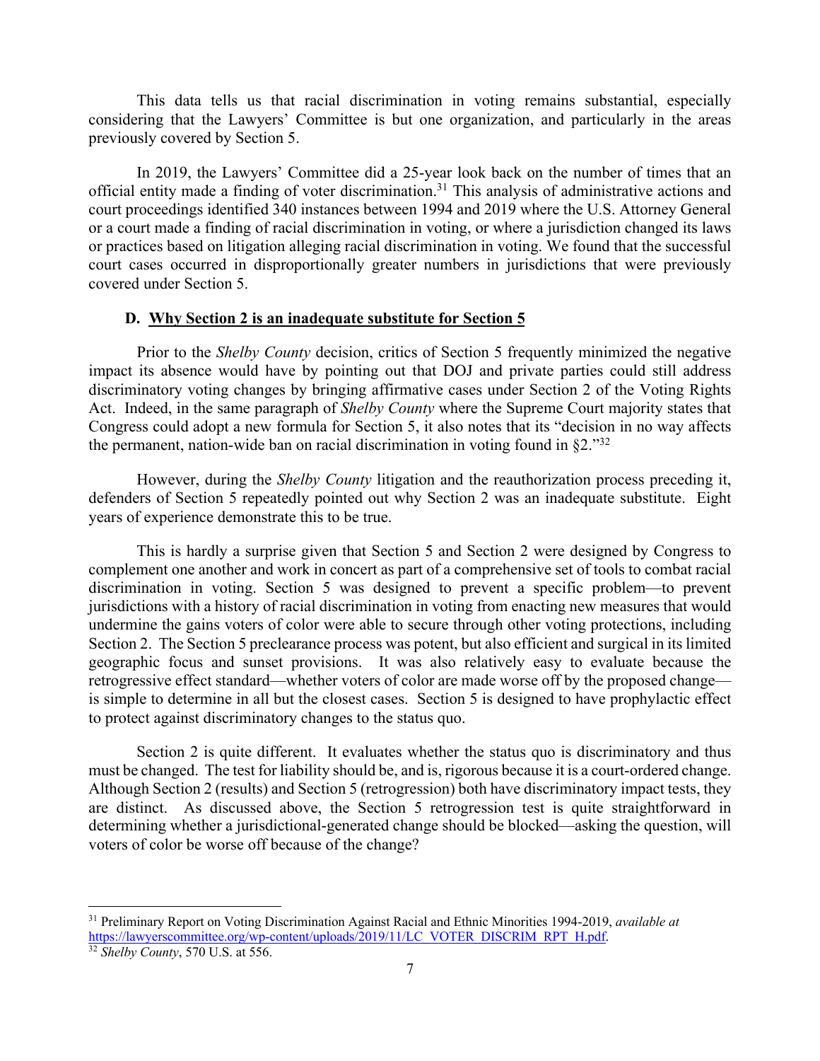This data tells us that racial discrimination in voting remains substantial, especially considering that the Lawyers' Committee is but one organization, and particularly in the areas previously covered by Section 5.

In 2019, the Lawyers' Committee did a 25-year look back on the number of times that an official entity made a finding of voter discrimination.[31] This analysis of administrative actions and court proceedings identified 340 instances between 1994 and 2019 where the U.S. Attorney General or a court made a finding of racial discrimination in voting, or where a jurisdiction changed its laws or practices based on litigation alleging racial discrimination in voting. We found that the successful court cases occurred in disproportionally greater numbers in jurisdictions that were previously covered under Section 5.

### D. Why Section 2 is an inadequate substitute for Section 5

Prior to the *Shelby County* decision, critics of Section 5 frequently minimized the negative impact its absence would have by pointing out that DOJ and private parties could still address discriminatory voting changes by bringing affirmative cases under Section 2 of the Voting Rights Act. Indeed, in the same paragraph of *Shelby County* where the Supreme Court majority states that Congress could adopt a new formula for Section 5, it also notes that its "decision in no way affects the permanent, nation-wide ban on racial discrimination in voting found in §2."[32]

However, during the *Shelby County* litigation and the reauthorization process preceding it, defenders of Section 5 repeatedly pointed out why Section 2 was an inadequate substitute. Eight years of experience demonstrate this to be true.

This is hardly a surprise given that Section 5 and Section 2 were designed by Congress to complement one another and work in concert as part of a comprehensive set of tools to combat racial discrimination in voting. Section 5 was designed to prevent a specific problem—to prevent jurisdictions with a history of racial discrimination in voting from enacting new measures that would undermine the gains voters of color were able to secure through other voting protections, including Section 2. The Section 5 preclearance process was potent, but also efficient and surgical in its limited geographic focus and sunset provisions. It was also relatively easy to evaluate because the retrogressive effect standard—whether voters of color are made worse off by the proposed change—is simple to determine in all but the closest cases. Section 5 is designed to have prophylactic effect to protect against discriminatory changes to the status quo.

Section 2 is quite different. It evaluates whether the status quo is discriminatory and thus must be changed. The test for liability should be, and is, rigorous because it is a court-ordered change. Although Section 2 (results) and Section 5 (retrogression) both have discriminatory impact tests, they are distinct. As discussed above, the Section 5 retrogression test is quite straightforward in determining whether a jurisdictional-generated change should be blocked—asking the question, will voters of color be worse off because of the change?

---

[31] Preliminary Report on Voting Discrimination Against Racial and Ethnic Minorities 1994-2019, *available at* https://lawyerscommittee.org/wp-content/uploads/2019/11/LC_VOTER_DISCRIM_RPT_H.pdf.

[32] *Shelby County*, 570 U.S. at 556.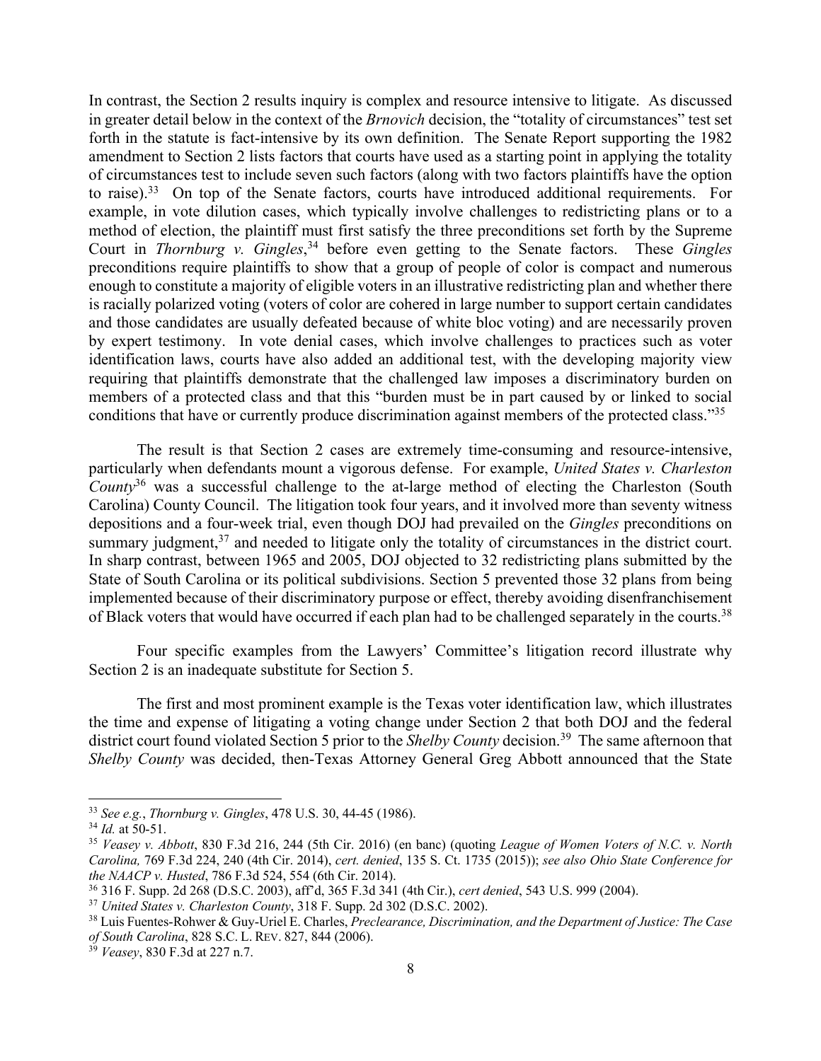In contrast, the Section 2 results inquiry is complex and resource intensive to litigate. As discussed in greater detail below in the context of the *Brnovich* decision, the "totality of circumstances" test set forth in the statute is fact-intensive by its own definition. The Senate Report supporting the 1982 amendment to Section 2 lists factors that courts have used as a starting point in applying the totality of circumstances test to include seven such factors (along with two factors plaintiffs have the option to raise).[33] On top of the Senate factors, courts have introduced additional requirements. For example, in vote dilution cases, which typically involve challenges to redistricting plans or to a method of election, the plaintiff must first satisfy the three preconditions set forth by the Supreme Court in *Thornburg v. Gingles*,[34] before even getting to the Senate factors. These *Gingles* preconditions require plaintiffs to show that a group of people of color is compact and numerous enough to constitute a majority of eligible voters in an illustrative redistricting plan and whether there is racially polarized voting (voters of color are cohered in large number to support certain candidates and those candidates are usually defeated because of white bloc voting) and are necessarily proven by expert testimony. In vote denial cases, which involve challenges to practices such as voter identification laws, courts have also added an additional test, with the developing majority view requiring that plaintiffs demonstrate that the challenged law imposes a discriminatory burden on members of a protected class and that this "burden must be in part caused by or linked to social conditions that have or currently produce discrimination against members of the protected class."[35]

The result is that Section 2 cases are extremely time-consuming and resource-intensive, particularly when defendants mount a vigorous defense. For example, *United States v. Charleston County*[36] was a successful challenge to the at-large method of electing the Charleston (South Carolina) County Council. The litigation took four years, and it involved more than seventy witness depositions and a four-week trial, even though DOJ had prevailed on the *Gingles* preconditions on summary judgment,[37] and needed to litigate only the totality of circumstances in the district court. In sharp contrast, between 1965 and 2005, DOJ objected to 32 redistricting plans submitted by the State of South Carolina or its political subdivisions. Section 5 prevented those 32 plans from being implemented because of their discriminatory purpose or effect, thereby avoiding disenfranchisement of Black voters that would have occurred if each plan had to be challenged separately in the courts.[38]

Four specific examples from the Lawyers' Committee's litigation record illustrate why Section 2 is an inadequate substitute for Section 5.

The first and most prominent example is the Texas voter identification law, which illustrates the time and expense of litigating a voting change under Section 2 that both DOJ and the federal district court found violated Section 5 prior to the *Shelby County* decision.[39] The same afternoon that *Shelby County* was decided, then-Texas Attorney General Greg Abbott announced that the State

---

[33] *See e.g.*, *Thornburg v. Gingles*, 478 U.S. 30, 44-45 (1986).

[34] *Id.* at 50-51.

[35] *Veasey v. Abbott*, 830 F.3d 216, 244 (5th Cir. 2016) (en banc) (quoting *League of Women Voters of N.C. v. North Carolina,* 769 F.3d 224, 240 (4th Cir. 2014), *cert. denied*, 135 S. Ct. 1735 (2015)); *see also Ohio State Conference for the NAACP v. Husted*, 786 F.3d 524, 554 (6th Cir. 2014).

[36] 316 F. Supp. 2d 268 (D.S.C. 2003), aff'd, 365 F.3d 341 (4th Cir.), *cert denied*, 543 U.S. 999 (2004).

[37] *United States v. Charleston County*, 318 F. Supp. 2d 302 (D.S.C. 2002).

[38] Luis Fuentes-Rohwer & Guy-Uriel E. Charles, *Preclearance, Discrimination, and the Department of Justice: The Case of South Carolina*, 828 S.C. L. REV. 827, 844 (2006).

[39] *Veasey*, 830 F.3d at 227 n.7.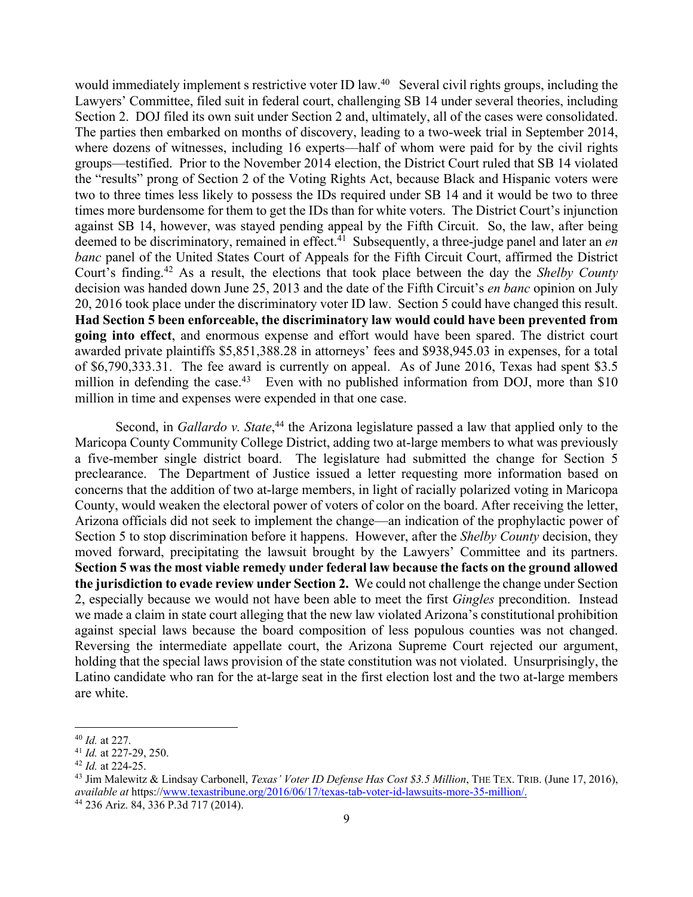would immediately implement s restrictive voter ID law.[40] Several civil rights groups, including the Lawyers' Committee, filed suit in federal court, challenging SB 14 under several theories, including Section 2. DOJ filed its own suit under Section 2 and, ultimately, all of the cases were consolidated. The parties then embarked on months of discovery, leading to a two-week trial in September 2014, where dozens of witnesses, including 16 experts—half of whom were paid for by the civil rights groups—testified. Prior to the November 2014 election, the District Court ruled that SB 14 violated the "results" prong of Section 2 of the Voting Rights Act, because Black and Hispanic voters were two to three times less likely to possess the IDs required under SB 14 and it would be two to three times more burdensome for them to get the IDs than for white voters. The District Court's injunction against SB 14, however, was stayed pending appeal by the Fifth Circuit. So, the law, after being deemed to be discriminatory, remained in effect.[41] Subsequently, a three-judge panel and later an *en banc* panel of the United States Court of Appeals for the Fifth Circuit Court, affirmed the District Court's finding.[42] As a result, the elections that took place between the day the *Shelby County* decision was handed down June 25, 2013 and the date of the Fifth Circuit's *en banc* opinion on July 20, 2016 took place under the discriminatory voter ID law. Section 5 could have changed this result. **Had Section 5 been enforceable, the discriminatory law would could have been prevented from going into effect**, and enormous expense and effort would have been spared. The district court awarded private plaintiffs $5,851,388.28 in attorneys' fees and $938,945.03 in expenses, for a total of $6,790,333.31. The fee award is currently on appeal. As of June 2016, Texas had spent $3.5 million in defending the case.[43] Even with no published information from DOJ, more than $10 million in time and expenses were expended in that one case.

Second, in *Gallardo v. State*,[44] the Arizona legislature passed a law that applied only to the Maricopa County Community College District, adding two at-large members to what was previously a five-member single district board. The legislature had submitted the change for Section 5 preclearance. The Department of Justice issued a letter requesting more information based on concerns that the addition of two at-large members, in light of racially polarized voting in Maricopa County, would weaken the electoral power of voters of color on the board. After receiving the letter, Arizona officials did not seek to implement the change—an indication of the prophylactic power of Section 5 to stop discrimination before it happens. However, after the *Shelby County* decision, they moved forward, precipitating the lawsuit brought by the Lawyers' Committee and its partners. **Section 5 was the most viable remedy under federal law because the facts on the ground allowed the jurisdiction to evade review under Section 2.** We could not challenge the change under Section 2, especially because we would not have been able to meet the first *Gingles* precondition. Instead we made a claim in state court alleging that the new law violated Arizona's constitutional prohibition against special laws because the board composition of less populous counties was not changed. Reversing the intermediate appellate court, the Arizona Supreme Court rejected our argument, holding that the special laws provision of the state constitution was not violated. Unsurprisingly, the Latino candidate who ran for the at-large seat in the first election lost and the two at-large members are white.

---

[40] *Id.* at 227.
[41] *Id.* at 227-29, 250.
[42] *Id.* at 224-25.
[43] Jim Malewitz & Lindsay Carbonell, *Texas' Voter ID Defense Has Cost $3.5 Million*, THE TEX. TRIB. (June 17, 2016), *available at* https://www.texastribune.org/2016/06/17/texas-tab-voter-id-lawsuits-more-35-million/.
[44] 236 Ariz. 84, 336 P.3d 717 (2014).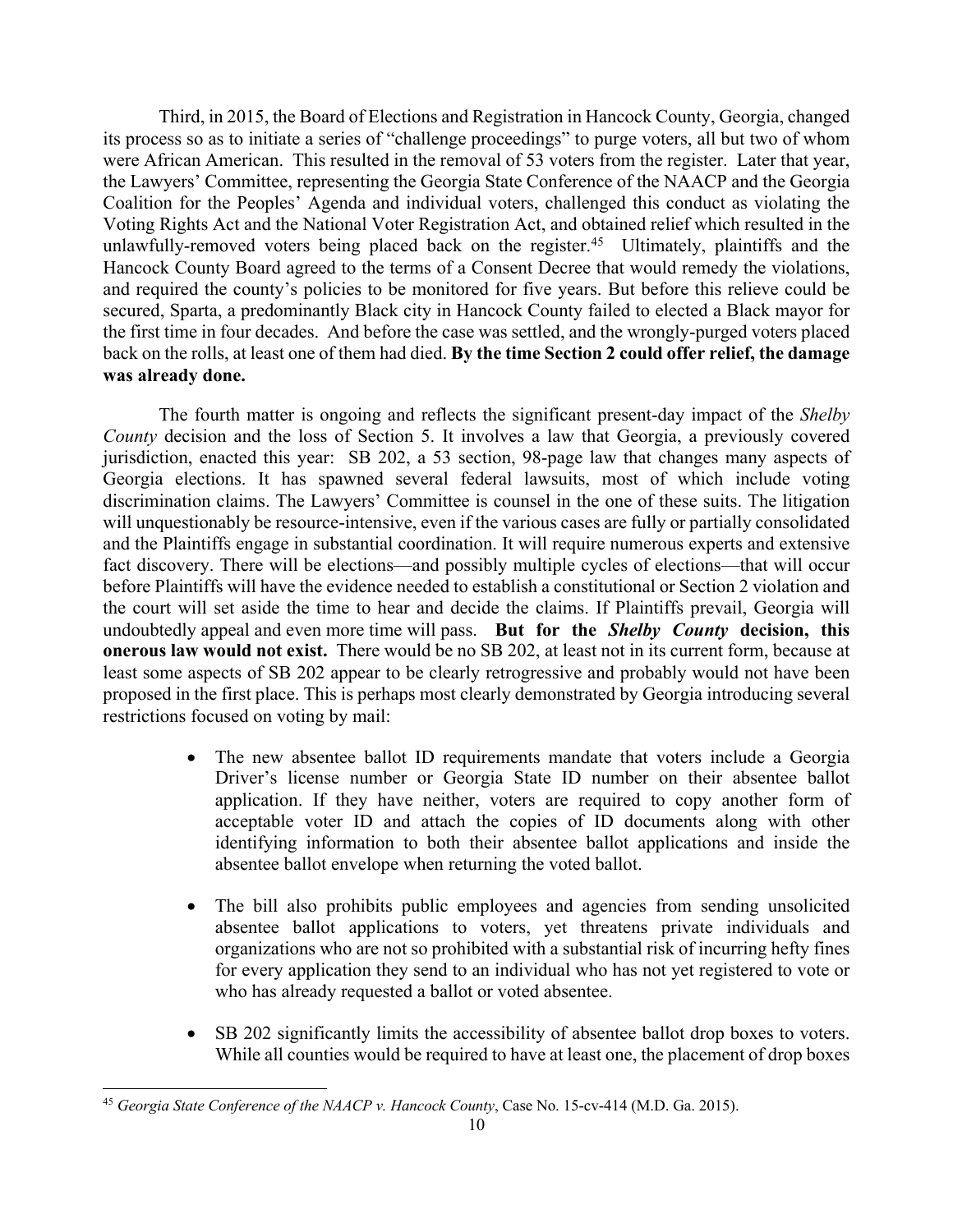Third, in 2015, the Board of Elections and Registration in Hancock County, Georgia, changed its process so as to initiate a series of "challenge proceedings" to purge voters, all but two of whom were African American. This resulted in the removal of 53 voters from the register. Later that year, the Lawyers' Committee, representing the Georgia State Conference of the NAACP and the Georgia Coalition for the Peoples' Agenda and individual voters, challenged this conduct as violating the Voting Rights Act and the National Voter Registration Act, and obtained relief which resulted in the unlawfully-removed voters being placed back on the register.[45] Ultimately, plaintiffs and the Hancock County Board agreed to the terms of a Consent Decree that would remedy the violations, and required the county's policies to be monitored for five years. But before this relieve could be secured, Sparta, a predominantly Black city in Hancock County failed to elected a Black mayor for the first time in four decades. And before the case was settled, and the wrongly-purged voters placed back on the rolls, at least one of them had died. **By the time Section 2 could offer relief, the damage was already done.**

The fourth matter is ongoing and reflects the significant present-day impact of the *Shelby County* decision and the loss of Section 5. It involves a law that Georgia, a previously covered jurisdiction, enacted this year: SB 202, a 53 section, 98-page law that changes many aspects of Georgia elections. It has spawned several federal lawsuits, most of which include voting discrimination claims. The Lawyers' Committee is counsel in the one of these suits. The litigation will unquestionably be resource-intensive, even if the various cases are fully or partially consolidated and the Plaintiffs engage in substantial coordination. It will require numerous experts and extensive fact discovery. There will be elections—and possibly multiple cycles of elections—that will occur before Plaintiffs will have the evidence needed to establish a constitutional or Section 2 violation and the court will set aside the time to hear and decide the claims. If Plaintiffs prevail, Georgia will undoubtedly appeal and even more time will pass. **But for the *Shelby County* decision, this onerous law would not exist.** There would be no SB 202, at least not in its current form, because at least some aspects of SB 202 appear to be clearly retrogressive and probably would not have been proposed in the first place. This is perhaps most clearly demonstrated by Georgia introducing several restrictions focused on voting by mail:

- The new absentee ballot ID requirements mandate that voters include a Georgia Driver's license number or Georgia State ID number on their absentee ballot application. If they have neither, voters are required to copy another form of acceptable voter ID and attach the copies of ID documents along with other identifying information to both their absentee ballot applications and inside the absentee ballot envelope when returning the voted ballot.

- The bill also prohibits public employees and agencies from sending unsolicited absentee ballot applications to voters, yet threatens private individuals and organizations who are not so prohibited with a substantial risk of incurring hefty fines for every application they send to an individual who has not yet registered to vote or who has already requested a ballot or voted absentee.

- SB 202 significantly limits the accessibility of absentee ballot drop boxes to voters. While all counties would be required to have at least one, the placement of drop boxes

[45] *Georgia State Conference of the NAACP v. Hancock County*, Case No. 15-cv-414 (M.D. Ga. 2015).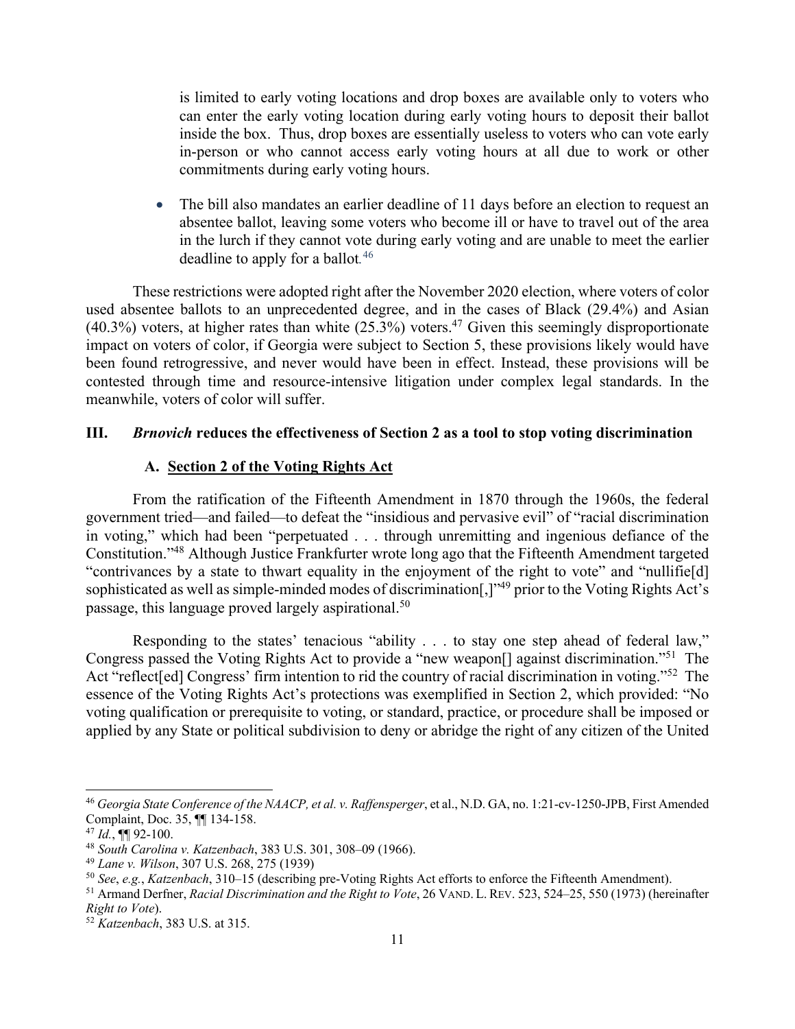is limited to early voting locations and drop boxes are available only to voters who can enter the early voting location during early voting hours to deposit their ballot inside the box. Thus, drop boxes are essentially useless to voters who can vote early in-person or who cannot access early voting hours at all due to work or other commitments during early voting hours.

- The bill also mandates an earlier deadline of 11 days before an election to request an absentee ballot, leaving some voters who become ill or have to travel out of the area in the lurch if they cannot vote during early voting and are unable to meet the earlier deadline to apply for a ballot.[46]

These restrictions were adopted right after the November 2020 election, where voters of color used absentee ballots to an unprecedented degree, and in the cases of Black (29.4%) and Asian (40.3%) voters, at higher rates than white (25.3%) voters.[47] Given this seemingly disproportionate impact on voters of color, if Georgia were subject to Section 5, these provisions likely would have been found retrogressive, and never would have been in effect. Instead, these provisions will be contested through time and resource-intensive litigation under complex legal standards. In the meanwhile, voters of color will suffer.

## III. *Brnovich* reduces the effectiveness of Section 2 as a tool to stop voting discrimination

### A. Section 2 of the Voting Rights Act

From the ratification of the Fifteenth Amendment in 1870 through the 1960s, the federal government tried—and failed—to defeat the "insidious and pervasive evil" of "racial discrimination in voting," which had been "perpetuated . . . through unremitting and ingenious defiance of the Constitution."[48] Although Justice Frankfurter wrote long ago that the Fifteenth Amendment targeted "contrivances by a state to thwart equality in the enjoyment of the right to vote" and "nullifie[d] sophisticated as well as simple-minded modes of discrimination[,]"[49] prior to the Voting Rights Act's passage, this language proved largely aspirational.[50]

Responding to the states' tenacious "ability . . . to stay one step ahead of federal law," Congress passed the Voting Rights Act to provide a "new weapon[] against discrimination."[51] The Act "reflect[ed] Congress' firm intention to rid the country of racial discrimination in voting."[52] The essence of the Voting Rights Act's protections was exemplified in Section 2, which provided: "No voting qualification or prerequisite to voting, or standard, practice, or procedure shall be imposed or applied by any State or political subdivision to deny or abridge the right of any citizen of the United

---

[46] *Georgia State Conference of the NAACP, et al. v. Raffensperger*, et al., N.D. GA, no. 1:21-cv-1250-JPB, First Amended Complaint, Doc. 35, ¶¶ 134-158.

[47] *Id.*, ¶¶ 92-100.

[48] *South Carolina v. Katzenbach*, 383 U.S. 301, 308–09 (1966).

[49] *Lane v. Wilson*, 307 U.S. 268, 275 (1939)

[50] *See*, *e.g.*, *Katzenbach*, 310–15 (describing pre-Voting Rights Act efforts to enforce the Fifteenth Amendment).

[51] Armand Derfner, *Racial Discrimination and the Right to Vote*, 26 VAND. L. REV. 523, 524–25, 550 (1973) (hereinafter *Right to Vote*).

[52] *Katzenbach*, 383 U.S. at 315.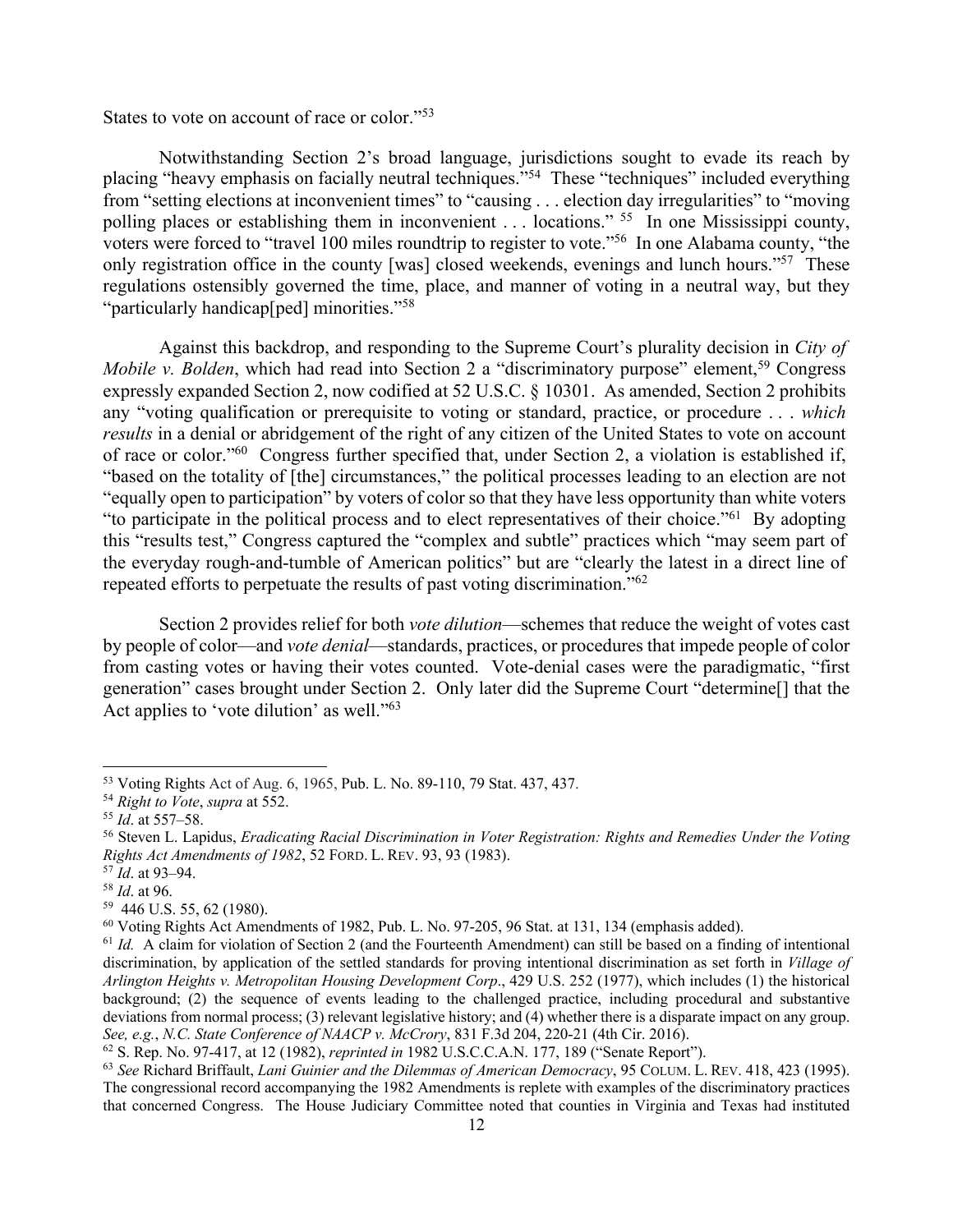States to vote on account of race or color."[53]

Notwithstanding Section 2's broad language, jurisdictions sought to evade its reach by placing "heavy emphasis on facially neutral techniques."[54] These "techniques" included everything from "setting elections at inconvenient times" to "causing . . . election day irregularities" to "moving polling places or establishing them in inconvenient . . . locations." [55] In one Mississippi county, voters were forced to "travel 100 miles roundtrip to register to vote."[56] In one Alabama county, "the only registration office in the county [was] closed weekends, evenings and lunch hours."[57] These regulations ostensibly governed the time, place, and manner of voting in a neutral way, but they "particularly handicap[ped] minorities."[58]

Against this backdrop, and responding to the Supreme Court's plurality decision in *City of Mobile v. Bolden*, which had read into Section 2 a "discriminatory purpose" element,[59] Congress expressly expanded Section 2, now codified at 52 U.S.C. § 10301. As amended, Section 2 prohibits any "voting qualification or prerequisite to voting or standard, practice, or procedure . . . *which results* in a denial or abridgement of the right of any citizen of the United States to vote on account of race or color."[60] Congress further specified that, under Section 2, a violation is established if, "based on the totality of [the] circumstances," the political processes leading to an election are not "equally open to participation" by voters of color so that they have less opportunity than white voters "to participate in the political process and to elect representatives of their choice."[61] By adopting this "results test," Congress captured the "complex and subtle" practices which "may seem part of the everyday rough-and-tumble of American politics" but are "clearly the latest in a direct line of repeated efforts to perpetuate the results of past voting discrimination."[62]

Section 2 provides relief for both *vote dilution*—schemes that reduce the weight of votes cast by people of color—and *vote denial*—standards, practices, or procedures that impede people of color from casting votes or having their votes counted. Vote-denial cases were the paradigmatic, "first generation" cases brought under Section 2. Only later did the Supreme Court "determine[] that the Act applies to 'vote dilution' as well."[63]

---

[53] Voting Rights Act of Aug. 6, 1965, Pub. L. No. 89-110, 79 Stat. 437, 437.

[54] *Right to Vote*, *supra* at 552.

[55] *Id*. at 557–58.

[56] Steven L. Lapidus, *Eradicating Racial Discrimination in Voter Registration: Rights and Remedies Under the Voting Rights Act Amendments of 1982*, 52 FORD. L. REV. 93, 93 (1983).

[57] *Id*. at 93–94.

[58] *Id*. at 96.

[59] 446 U.S. 55, 62 (1980).

[60] Voting Rights Act Amendments of 1982, Pub. L. No. 97-205, 96 Stat. at 131, 134 (emphasis added).

[61] *Id.* A claim for violation of Section 2 (and the Fourteenth Amendment) can still be based on a finding of intentional discrimination, by application of the settled standards for proving intentional discrimination as set forth in *Village of Arlington Heights v. Metropolitan Housing Development Corp*., 429 U.S. 252 (1977), which includes (1) the historical background; (2) the sequence of events leading to the challenged practice, including procedural and substantive deviations from normal process; (3) relevant legislative history; and (4) whether there is a disparate impact on any group. *See, e.g.*, *N.C. State Conference of NAACP v. McCrory*, 831 F.3d 204, 220-21 (4th Cir. 2016).

[62] S. Rep. No. 97-417, at 12 (1982), *reprinted in* 1982 U.S.C.C.A.N. 177, 189 ("Senate Report").

[63] *See* Richard Briffault, *Lani Guinier and the Dilemmas of American Democracy*, 95 COLUM. L. REV. 418, 423 (1995). The congressional record accompanying the 1982 Amendments is replete with examples of the discriminatory practices that concerned Congress. The House Judiciary Committee noted that counties in Virginia and Texas had instituted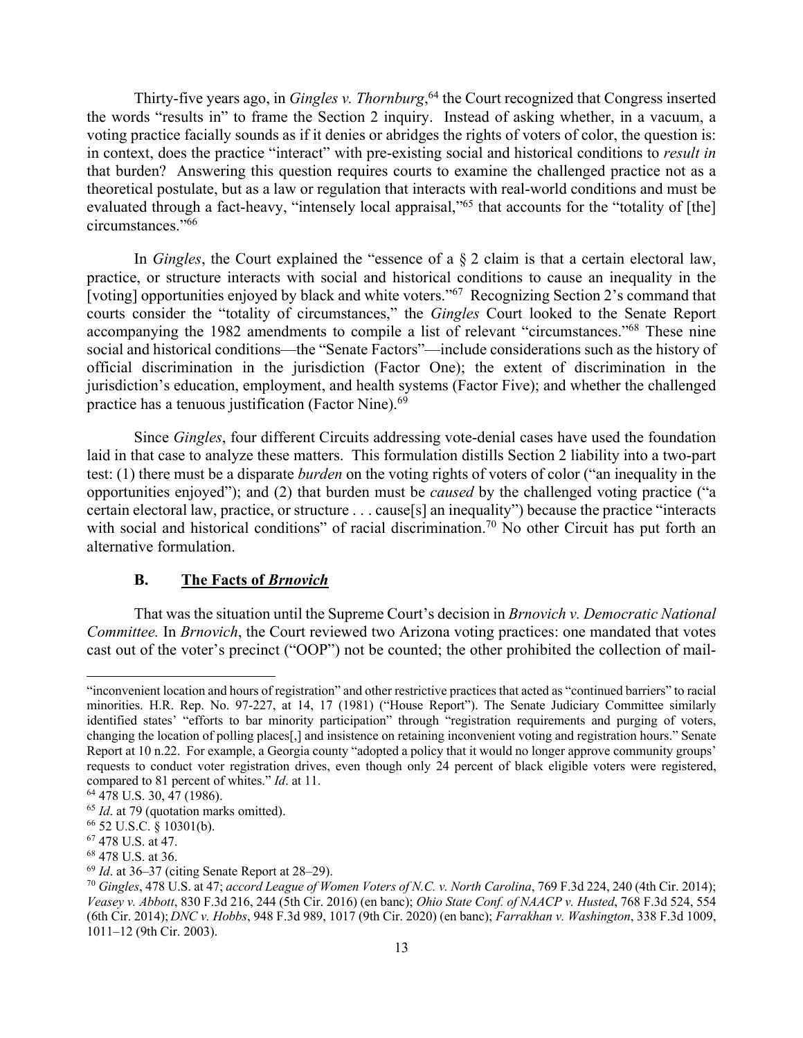Thirty-five years ago, in *Gingles v. Thornburg*,[64] the Court recognized that Congress inserted the words "results in" to frame the Section 2 inquiry. Instead of asking whether, in a vacuum, a voting practice facially sounds as if it denies or abridges the rights of voters of color, the question is: in context, does the practice "interact" with pre-existing social and historical conditions to *result in* that burden? Answering this question requires courts to examine the challenged practice not as a theoretical postulate, but as a law or regulation that interacts with real-world conditions and must be evaluated through a fact-heavy, "intensely local appraisal,"[65] that accounts for the "totality of [the] circumstances."[66]

In *Gingles*, the Court explained the "essence of a § 2 claim is that a certain electoral law, practice, or structure interacts with social and historical conditions to cause an inequality in the [voting] opportunities enjoyed by black and white voters."[67] Recognizing Section 2's command that courts consider the "totality of circumstances," the *Gingles* Court looked to the Senate Report accompanying the 1982 amendments to compile a list of relevant "circumstances."[68] These nine social and historical conditions—the "Senate Factors"—include considerations such as the history of official discrimination in the jurisdiction (Factor One); the extent of discrimination in the jurisdiction's education, employment, and health systems (Factor Five); and whether the challenged practice has a tenuous justification (Factor Nine).[69]

Since *Gingles*, four different Circuits addressing vote-denial cases have used the foundation laid in that case to analyze these matters. This formulation distills Section 2 liability into a two-part test: (1) there must be a disparate *burden* on the voting rights of voters of color ("an inequality in the opportunities enjoyed"); and (2) that burden must be *caused* by the challenged voting practice ("a certain electoral law, practice, or structure . . . cause[s] an inequality") because the practice "interacts with social and historical conditions" of racial discrimination.[70] No other Circuit has put forth an alternative formulation.

### B. The Facts of *Brnovich*

That was the situation until the Supreme Court's decision in *Brnovich v. Democratic National Committee.* In *Brnovich*, the Court reviewed two Arizona voting practices: one mandated that votes cast out of the voter's precinct ("OOP") not be counted; the other prohibited the collection of mail-

---

"inconvenient location and hours of registration" and other restrictive practices that acted as "continued barriers" to racial minorities. H.R. Rep. No. 97-227, at 14, 17 (1981) ("House Report"). The Senate Judiciary Committee similarly identified states' "efforts to bar minority participation" through "registration requirements and purging of voters, changing the location of polling places[,] and insistence on retaining inconvenient voting and registration hours." Senate Report at 10 n.22. For example, a Georgia county "adopted a policy that it would no longer approve community groups' requests to conduct voter registration drives, even though only 24 percent of black eligible voters were registered, compared to 81 percent of whites." *Id*. at 11.

[64] 478 U.S. 30, 47 (1986).

[65] *Id*. at 79 (quotation marks omitted).

[66] 52 U.S.C. § 10301(b).

[67] 478 U.S. at 47.

[68] 478 U.S. at 36.

[69] *Id*. at 36–37 (citing Senate Report at 28–29).

[70] *Gingles*, 478 U.S. at 47; *accord League of Women Voters of N.C. v. North Carolina*, 769 F.3d 224, 240 (4th Cir. 2014); *Veasey v. Abbott*, 830 F.3d 216, 244 (5th Cir. 2016) (en banc); *Ohio State Conf. of NAACP v. Husted*, 768 F.3d 524, 554 (6th Cir. 2014); *DNC v. Hobbs*, 948 F.3d 989, 1017 (9th Cir. 2020) (en banc); *Farrakhan v. Washington*, 338 F.3d 1009, 1011–12 (9th Cir. 2003).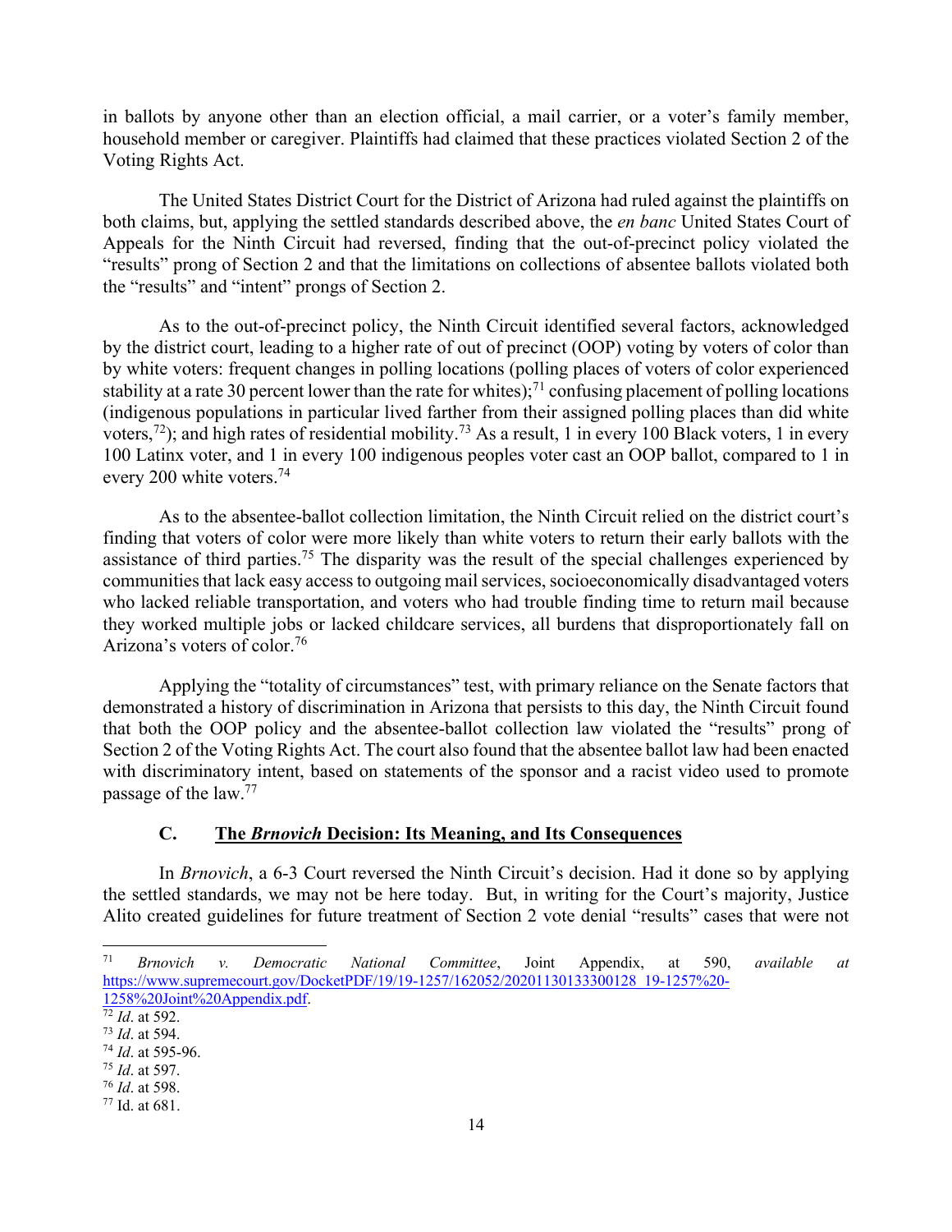in ballots by anyone other than an election official, a mail carrier, or a voter's family member, household member or caregiver. Plaintiffs had claimed that these practices violated Section 2 of the Voting Rights Act.

The United States District Court for the District of Arizona had ruled against the plaintiffs on both claims, but, applying the settled standards described above, the *en banc* United States Court of Appeals for the Ninth Circuit had reversed, finding that the out-of-precinct policy violated the "results" prong of Section 2 and that the limitations on collections of absentee ballots violated both the "results" and "intent" prongs of Section 2.

As to the out-of-precinct policy, the Ninth Circuit identified several factors, acknowledged by the district court, leading to a higher rate of out of precinct (OOP) voting by voters of color than by white voters: frequent changes in polling locations (polling places of voters of color experienced stability at a rate 30 percent lower than the rate for whites);[71] confusing placement of polling locations (indigenous populations in particular lived farther from their assigned polling places than did white voters,[72]); and high rates of residential mobility.[73] As a result, 1 in every 100 Black voters, 1 in every 100 Latinx voter, and 1 in every 100 indigenous peoples voter cast an OOP ballot, compared to 1 in every 200 white voters.[74]

As to the absentee-ballot collection limitation, the Ninth Circuit relied on the district court's finding that voters of color were more likely than white voters to return their early ballots with the assistance of third parties.[75] The disparity was the result of the special challenges experienced by communities that lack easy access to outgoing mail services, socioeconomically disadvantaged voters who lacked reliable transportation, and voters who had trouble finding time to return mail because they worked multiple jobs or lacked childcare services, all burdens that disproportionately fall on Arizona's voters of color.[76]

Applying the "totality of circumstances" test, with primary reliance on the Senate factors that demonstrated a history of discrimination in Arizona that persists to this day, the Ninth Circuit found that both the OOP policy and the absentee-ballot collection law violated the "results" prong of Section 2 of the Voting Rights Act. The court also found that the absentee ballot law had been enacted with discriminatory intent, based on statements of the sponsor and a racist video used to promote passage of the law.[77]

### C. The *Brnovich* Decision: Its Meaning, and Its Consequences

In *Brnovich*, a 6-3 Court reversed the Ninth Circuit's decision. Had it done so by applying the settled standards, we may not be here today. But, in writing for the Court's majority, Justice Alito created guidelines for future treatment of Section 2 vote denial "results" cases that were not

---

[71] *Brnovich v. Democratic National Committee*, Joint Appendix, at 590, *available at* https://www.supremecourt.gov/DocketPDF/19/19-1257/162052/20201130133300128_19-1257%20-1258%20Joint%20Appendix.pdf.

[72] *Id*. at 592.

[73] *Id*. at 594.

[74] *Id*. at 595-96.

[75] *Id*. at 597.

[76] *Id*. at 598.

[77] Id. at 681.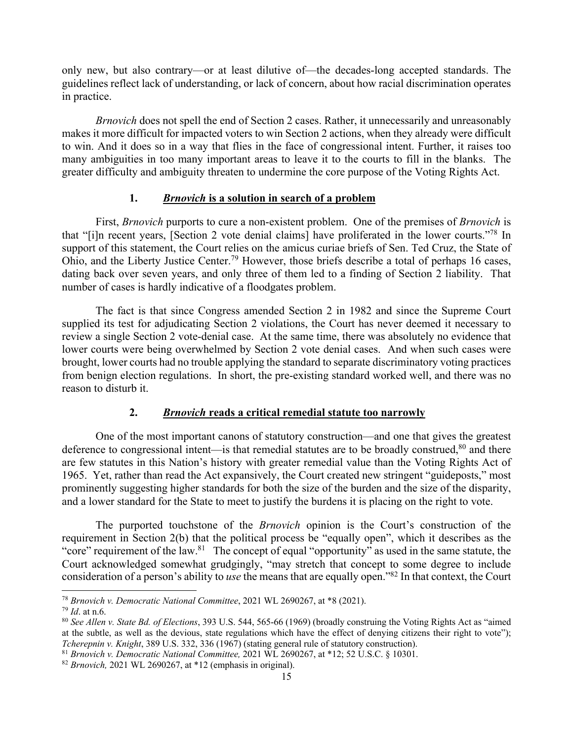only new, but also contrary—or at least dilutive of—the decades-long accepted standards. The guidelines reflect lack of understanding, or lack of concern, about how racial discrimination operates in practice.

*Brnovich* does not spell the end of Section 2 cases. Rather, it unnecessarily and unreasonably makes it more difficult for impacted voters to win Section 2 actions, when they already were difficult to win. And it does so in a way that flies in the face of congressional intent. Further, it raises too many ambiguities in too many important areas to leave it to the courts to fill in the blanks. The greater difficulty and ambiguity threaten to undermine the core purpose of the Voting Rights Act.

### 1. ***Brnovich* is a solution in search of a problem**

First, *Brnovich* purports to cure a non-existent problem. One of the premises of *Brnovich* is that "[i]n recent years, [Section 2 vote denial claims] have proliferated in the lower courts."[78] In support of this statement, the Court relies on the amicus curiae briefs of Sen. Ted Cruz, the State of Ohio, and the Liberty Justice Center.[79] However, those briefs describe a total of perhaps 16 cases, dating back over seven years, and only three of them led to a finding of Section 2 liability. That number of cases is hardly indicative of a floodgates problem.

The fact is that since Congress amended Section 2 in 1982 and since the Supreme Court supplied its test for adjudicating Section 2 violations, the Court has never deemed it necessary to review a single Section 2 vote-denial case. At the same time, there was absolutely no evidence that lower courts were being overwhelmed by Section 2 vote denial cases. And when such cases were brought, lower courts had no trouble applying the standard to separate discriminatory voting practices from benign election regulations. In short, the pre-existing standard worked well, and there was no reason to disturb it.

### 2. ***Brnovich* reads a critical remedial statute too narrowly**

One of the most important canons of statutory construction—and one that gives the greatest deference to congressional intent—is that remedial statutes are to be broadly construed,[80] and there are few statutes in this Nation's history with greater remedial value than the Voting Rights Act of 1965. Yet, rather than read the Act expansively, the Court created new stringent "guideposts," most prominently suggesting higher standards for both the size of the burden and the size of the disparity, and a lower standard for the State to meet to justify the burdens it is placing on the right to vote.

The purported touchstone of the *Brnovich* opinion is the Court's construction of the requirement in Section 2(b) that the political process be "equally open", which it describes as the "core" requirement of the law.[81] The concept of equal "opportunity" as used in the same statute, the Court acknowledged somewhat grudgingly, "may stretch that concept to some degree to include consideration of a person's ability to *use* the means that are equally open."[82] In that context, the Court

---

[78] *Brnovich v. Democratic National Committee*, 2021 WL 2690267, at *8 (2021).

[79] *Id*. at n.6.

[80] *See Allen v. State Bd. of Elections*, 393 U.S. 544, 565-66 (1969) (broadly construing the Voting Rights Act as "aimed at the subtle, as well as the devious, state regulations which have the effect of denying citizens their right to vote"); *Tcherepnin v. Knight*, 389 U.S. 332, 336 (1967) (stating general rule of statutory construction).

[81] *Brnovich v. Democratic National Committee,* 2021 WL 2690267, at *12; 52 U.S.C. § 10301.

[82] *Brnovich,* 2021 WL 2690267, at *12 (emphasis in original).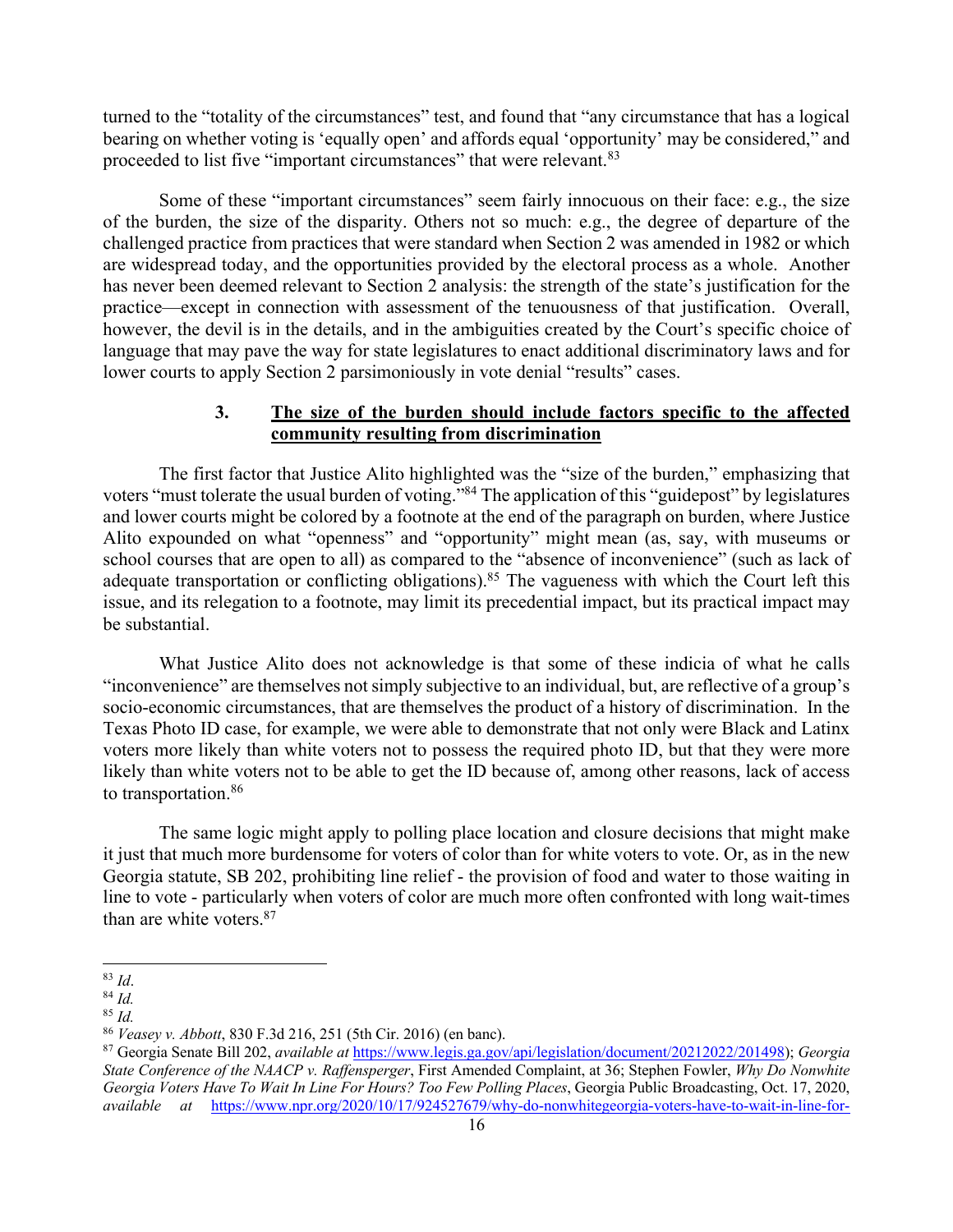turned to the "totality of the circumstances" test, and found that "any circumstance that has a logical bearing on whether voting is 'equally open' and affords equal 'opportunity' may be considered," and proceeded to list five "important circumstances" that were relevant.[83]

Some of these "important circumstances" seem fairly innocuous on their face: e.g., the size of the burden, the size of the disparity. Others not so much: e.g., the degree of departure of the challenged practice from practices that were standard when Section 2 was amended in 1982 or which are widespread today, and the opportunities provided by the electoral process as a whole. Another has never been deemed relevant to Section 2 analysis: the strength of the state's justification for the practice—except in connection with assessment of the tenuousness of that justification. Overall, however, the devil is in the details, and in the ambiguities created by the Court's specific choice of language that may pave the way for state legislatures to enact additional discriminatory laws and for lower courts to apply Section 2 parsimoniously in vote denial "results" cases.

### 3. <u>The size of the burden should include factors specific to the affected community resulting from discrimination</u>

The first factor that Justice Alito highlighted was the "size of the burden," emphasizing that voters "must tolerate the usual burden of voting."[84] The application of this "guidepost" by legislatures and lower courts might be colored by a footnote at the end of the paragraph on burden, where Justice Alito expounded on what "openness" and "opportunity" might mean (as, say, with museums or school courses that are open to all) as compared to the "absence of inconvenience" (such as lack of adequate transportation or conflicting obligations).[85] The vagueness with which the Court left this issue, and its relegation to a footnote, may limit its precedential impact, but its practical impact may be substantial.

What Justice Alito does not acknowledge is that some of these indicia of what he calls "inconvenience" are themselves not simply subjective to an individual, but, are reflective of a group's socio-economic circumstances, that are themselves the product of a history of discrimination. In the Texas Photo ID case, for example, we were able to demonstrate that not only were Black and Latinx voters more likely than white voters not to possess the required photo ID, but that they were more likely than white voters not to be able to get the ID because of, among other reasons, lack of access to transportation.[86]

The same logic might apply to polling place location and closure decisions that might make it just that much more burdensome for voters of color than for white voters to vote. Or, as in the new Georgia statute, SB 202, prohibiting line relief - the provision of food and water to those waiting in line to vote - particularly when voters of color are much more often confronted with long wait-times than are white voters.[87]

---

[83] *Id*.

[84] *Id.*

[85] *Id.*

[86] *Veasey v. Abbott*, 830 F.3d 216, 251 (5th Cir. 2016) (en banc).

[87] Georgia Senate Bill 202, *available at* https://www.legis.ga.gov/api/legislation/document/20212022/201498); *Georgia State Conference of the NAACP v. Raffensperger*, First Amended Complaint, at 36; Stephen Fowler, *Why Do Nonwhite Georgia Voters Have To Wait In Line For Hours? Too Few Polling Places*, Georgia Public Broadcasting, Oct. 17, 2020, *available at* https://www.npr.org/2020/10/17/924527679/why-do-nonwhitegeorgia-voters-have-to-wait-in-line-for-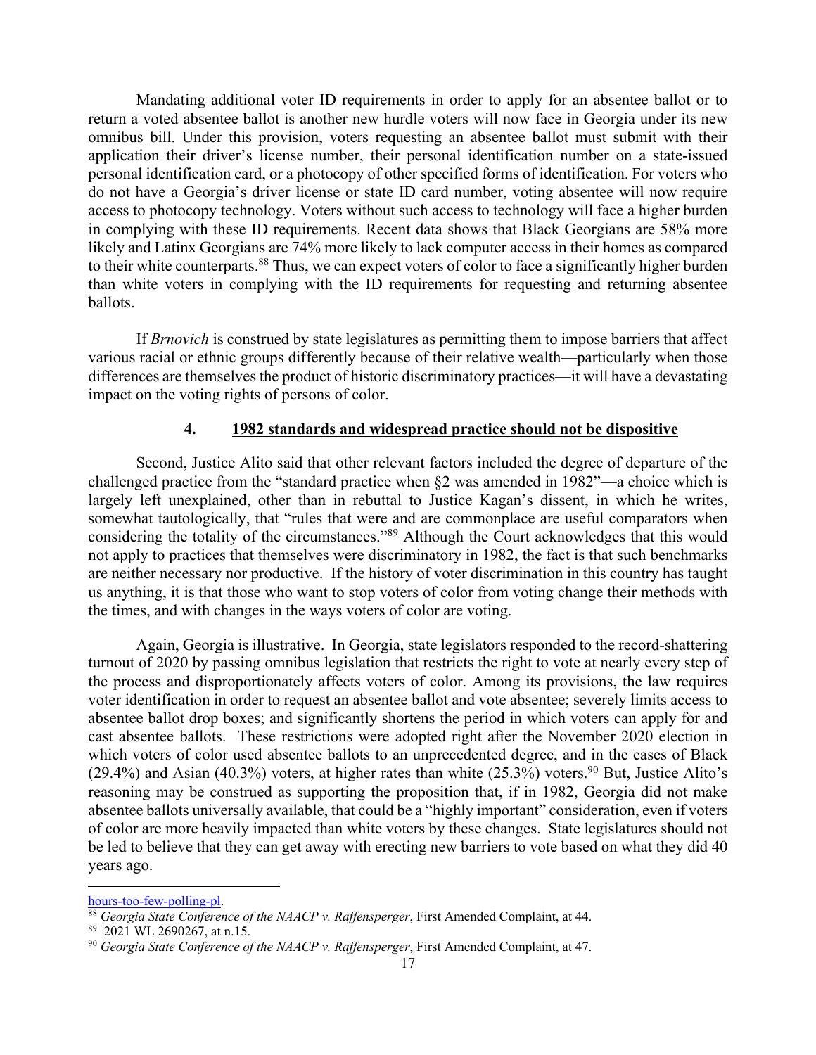Mandating additional voter ID requirements in order to apply for an absentee ballot or to return a voted absentee ballot is another new hurdle voters will now face in Georgia under its new omnibus bill. Under this provision, voters requesting an absentee ballot must submit with their application their driver's license number, their personal identification number on a state-issued personal identification card, or a photocopy of other specified forms of identification. For voters who do not have a Georgia's driver license or state ID card number, voting absentee will now require access to photocopy technology. Voters without such access to technology will face a higher burden in complying with these ID requirements. Recent data shows that Black Georgians are 58% more likely and Latinx Georgians are 74% more likely to lack computer access in their homes as compared to their white counterparts.[88] Thus, we can expect voters of color to face a significantly higher burden than white voters in complying with the ID requirements for requesting and returning absentee ballots.

If *Brnovich* is construed by state legislatures as permitting them to impose barriers that affect various racial or ethnic groups differently because of their relative wealth—particularly when those differences are themselves the product of historic discriminatory practices—it will have a devastating impact on the voting rights of persons of color.

#### 4. 1982 standards and widespread practice should not be dispositive

Second, Justice Alito said that other relevant factors included the degree of departure of the challenged practice from the "standard practice when §2 was amended in 1982"—a choice which is largely left unexplained, other than in rebuttal to Justice Kagan's dissent, in which he writes, somewhat tautologically, that "rules that were and are commonplace are useful comparators when considering the totality of the circumstances."[89] Although the Court acknowledges that this would not apply to practices that themselves were discriminatory in 1982, the fact is that such benchmarks are neither necessary nor productive. If the history of voter discrimination in this country has taught us anything, it is that those who want to stop voters of color from voting change their methods with the times, and with changes in the ways voters of color are voting.

Again, Georgia is illustrative. In Georgia, state legislators responded to the record-shattering turnout of 2020 by passing omnibus legislation that restricts the right to vote at nearly every step of the process and disproportionately affects voters of color. Among its provisions, the law requires voter identification in order to request an absentee ballot and vote absentee; severely limits access to absentee ballot drop boxes; and significantly shortens the period in which voters can apply for and cast absentee ballots. These restrictions were adopted right after the November 2020 election in which voters of color used absentee ballots to an unprecedented degree, and in the cases of Black (29.4%) and Asian (40.3%) voters, at higher rates than white (25.3%) voters.[90] But, Justice Alito's reasoning may be construed as supporting the proposition that, if in 1982, Georgia did not make absentee ballots universally available, that could be a "highly important" consideration, even if voters of color are more heavily impacted than white voters by these changes. State legislatures should not be led to believe that they can get away with erecting new barriers to vote based on what they did 40 years ago.

---

hours-too-few-polling-pl.

[88] *Georgia State Conference of the NAACP v. Raffensperger*, First Amended Complaint, at 44.

[89] 2021 WL 2690267, at n.15.

[90] *Georgia State Conference of the NAACP v. Raffensperger*, First Amended Complaint, at 47.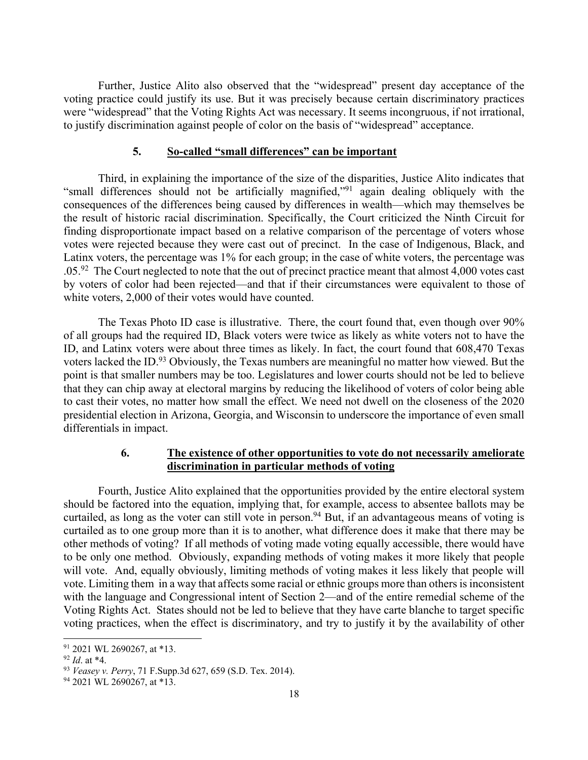Further, Justice Alito also observed that the "widespread" present day acceptance of the voting practice could justify its use. But it was precisely because certain discriminatory practices were "widespread" that the Voting Rights Act was necessary. It seems incongruous, if not irrational, to justify discrimination against people of color on the basis of "widespread" acceptance.

### 5. So-called "small differences" can be important

Third, in explaining the importance of the size of the disparities, Justice Alito indicates that "small differences should not be artificially magnified,"[91] again dealing obliquely with the consequences of the differences being caused by differences in wealth—which may themselves be the result of historic racial discrimination. Specifically, the Court criticized the Ninth Circuit for finding disproportionate impact based on a relative comparison of the percentage of voters whose votes were rejected because they were cast out of precinct. In the case of Indigenous, Black, and Latinx voters, the percentage was 1% for each group; in the case of white voters, the percentage was .05.[92] The Court neglected to note that the out of precinct practice meant that almost 4,000 votes cast by voters of color had been rejected—and that if their circumstances were equivalent to those of white voters, 2,000 of their votes would have counted.

The Texas Photo ID case is illustrative. There, the court found that, even though over 90% of all groups had the required ID, Black voters were twice as likely as white voters not to have the ID, and Latinx voters were about three times as likely. In fact, the court found that 608,470 Texas voters lacked the ID.[93] Obviously, the Texas numbers are meaningful no matter how viewed. But the point is that smaller numbers may be too. Legislatures and lower courts should not be led to believe that they can chip away at electoral margins by reducing the likelihood of voters of color being able to cast their votes, no matter how small the effect. We need not dwell on the closeness of the 2020 presidential election in Arizona, Georgia, and Wisconsin to underscore the importance of even small differentials in impact.

### 6. The existence of other opportunities to vote do not necessarily ameliorate discrimination in particular methods of voting

Fourth, Justice Alito explained that the opportunities provided by the entire electoral system should be factored into the equation, implying that, for example, access to absentee ballots may be curtailed, as long as the voter can still vote in person.[94] But, if an advantageous means of voting is curtailed as to one group more than it is to another, what difference does it make that there may be other methods of voting? If all methods of voting made voting equally accessible, there would have to be only one method. Obviously, expanding methods of voting makes it more likely that people will vote. And, equally obviously, limiting methods of voting makes it less likely that people will vote. Limiting them in a way that affects some racial or ethnic groups more than others is inconsistent with the language and Congressional intent of Section 2—and of the entire remedial scheme of the Voting Rights Act. States should not be led to believe that they have carte blanche to target specific voting practices, when the effect is discriminatory, and try to justify it by the availability of other

---

[91] 2021 WL 2690267, at *13.

[92] *Id*. at *4.

[93] *Veasey v. Perry*, 71 F.Supp.3d 627, 659 (S.D. Tex. 2014).

[94] 2021 WL 2690267, at *13.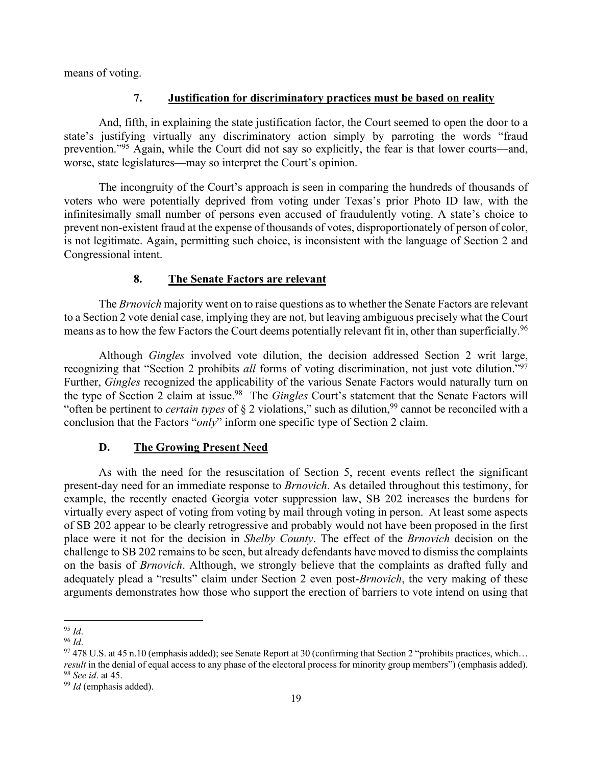means of voting.

### 7. Justification for discriminatory practices must be based on reality

And, fifth, in explaining the state justification factor, the Court seemed to open the door to a state's justifying virtually any discriminatory action simply by parroting the words "fraud prevention."[95] Again, while the Court did not say so explicitly, the fear is that lower courts—and, worse, state legislatures—may so interpret the Court's opinion.

The incongruity of the Court's approach is seen in comparing the hundreds of thousands of voters who were potentially deprived from voting under Texas's prior Photo ID law, with the infinitesimally small number of persons even accused of fraudulently voting. A state's choice to prevent non-existent fraud at the expense of thousands of votes, disproportionately of person of color, is not legitimate. Again, permitting such choice, is inconsistent with the language of Section 2 and Congressional intent.

### 8. The Senate Factors are relevant

The *Brnovich* majority went on to raise questions as to whether the Senate Factors are relevant to a Section 2 vote denial case, implying they are not, but leaving ambiguous precisely what the Court means as to how the few Factors the Court deems potentially relevant fit in, other than superficially.[96]

Although *Gingles* involved vote dilution, the decision addressed Section 2 writ large, recognizing that "Section 2 prohibits *all* forms of voting discrimination, not just vote dilution."[97] Further, *Gingles* recognized the applicability of the various Senate Factors would naturally turn on the type of Section 2 claim at issue.[98] The *Gingles* Court's statement that the Senate Factors will "often be pertinent to *certain types* of § 2 violations," such as dilution,[99] cannot be reconciled with a conclusion that the Factors "*only*" inform one specific type of Section 2 claim.

## D. The Growing Present Need

As with the need for the resuscitation of Section 5, recent events reflect the significant present-day need for an immediate response to *Brnovich*. As detailed throughout this testimony, for example, the recently enacted Georgia voter suppression law, SB 202 increases the burdens for virtually every aspect of voting from voting by mail through voting in person. At least some aspects of SB 202 appear to be clearly retrogressive and probably would not have been proposed in the first place were it not for the decision in *Shelby County*. The effect of the *Brnovich* decision on the challenge to SB 202 remains to be seen, but already defendants have moved to dismiss the complaints on the basis of *Brnovich*. Although, we strongly believe that the complaints as drafted fully and adequately plead a "results" claim under Section 2 even post-*Brnovich*, the very making of these arguments demonstrates how those who support the erection of barriers to vote intend on using that

---

[95] *Id*.

[96] *Id*.

[97] 478 U.S. at 45 n.10 (emphasis added); see Senate Report at 30 (confirming that Section 2 "prohibits practices, which… *result* in the denial of equal access to any phase of the electoral process for minority group members") (emphasis added).

[98] *See id*. at 45.

[99] *Id* (emphasis added).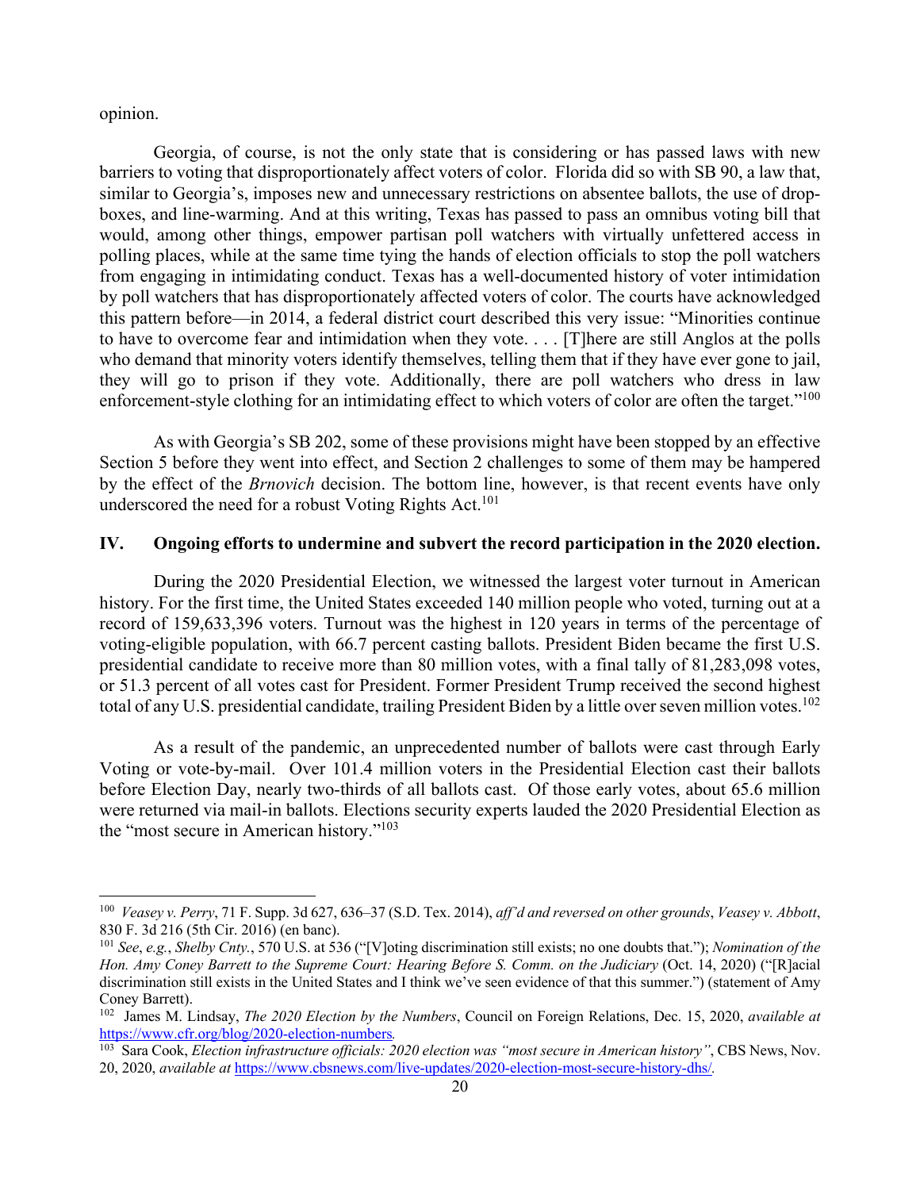opinion.

Georgia, of course, is not the only state that is considering or has passed laws with new barriers to voting that disproportionately affect voters of color. Florida did so with SB 90, a law that, similar to Georgia's, imposes new and unnecessary restrictions on absentee ballots, the use of drop-boxes, and line-warming. And at this writing, Texas has passed to pass an omnibus voting bill that would, among other things, empower partisan poll watchers with virtually unfettered access in polling places, while at the same time tying the hands of election officials to stop the poll watchers from engaging in intimidating conduct. Texas has a well-documented history of voter intimidation by poll watchers that has disproportionately affected voters of color. The courts have acknowledged this pattern before—in 2014, a federal district court described this very issue: "Minorities continue to have to overcome fear and intimidation when they vote. . . . [T]here are still Anglos at the polls who demand that minority voters identify themselves, telling them that if they have ever gone to jail, they will go to prison if they vote. Additionally, there are poll watchers who dress in law enforcement-style clothing for an intimidating effect to which voters of color are often the target."[100]

As with Georgia's SB 202, some of these provisions might have been stopped by an effective Section 5 before they went into effect, and Section 2 challenges to some of them may be hampered by the effect of the *Brnovich* decision. The bottom line, however, is that recent events have only underscored the need for a robust Voting Rights Act.[101]

## IV. Ongoing efforts to undermine and subvert the record participation in the 2020 election.

During the 2020 Presidential Election, we witnessed the largest voter turnout in American history. For the first time, the United States exceeded 140 million people who voted, turning out at a record of 159,633,396 voters. Turnout was the highest in 120 years in terms of the percentage of voting-eligible population, with 66.7 percent casting ballots. President Biden became the first U.S. presidential candidate to receive more than 80 million votes, with a final tally of 81,283,098 votes, or 51.3 percent of all votes cast for President. Former President Trump received the second highest total of any U.S. presidential candidate, trailing President Biden by a little over seven million votes.[102]

As a result of the pandemic, an unprecedented number of ballots were cast through Early Voting or vote-by-mail. Over 101.4 million voters in the Presidential Election cast their ballots before Election Day, nearly two-thirds of all ballots cast. Of those early votes, about 65.6 million were returned via mail-in ballots. Elections security experts lauded the 2020 Presidential Election as the "most secure in American history."[103]

---

[100] *Veasey v. Perry*, 71 F. Supp. 3d 627, 636–37 (S.D. Tex. 2014), *aff'd and reversed on other grounds*, *Veasey v. Abbott*, 830 F. 3d 216 (5th Cir. 2016) (en banc).

[101] *See*, *e.g.*, *Shelby Cnty.*, 570 U.S. at 536 ("[V]oting discrimination still exists; no one doubts that."); *Nomination of the Hon. Amy Coney Barrett to the Supreme Court: Hearing Before S. Comm. on the Judiciary* (Oct. 14, 2020) ("[R]acial discrimination still exists in the United States and I think we've seen evidence of that this summer.") (statement of Amy Coney Barrett).

[102] James M. Lindsay, *The 2020 Election by the Numbers*, Council on Foreign Relations, Dec. 15, 2020, *available at* https://www.cfr.org/blog/2020-election-numbers.

[103] Sara Cook, *Election infrastructure officials: 2020 election was "most secure in American history"*, CBS News, Nov. 20, 2020, *available at* https://www.cbsnews.com/live-updates/2020-election-most-secure-history-dhs/.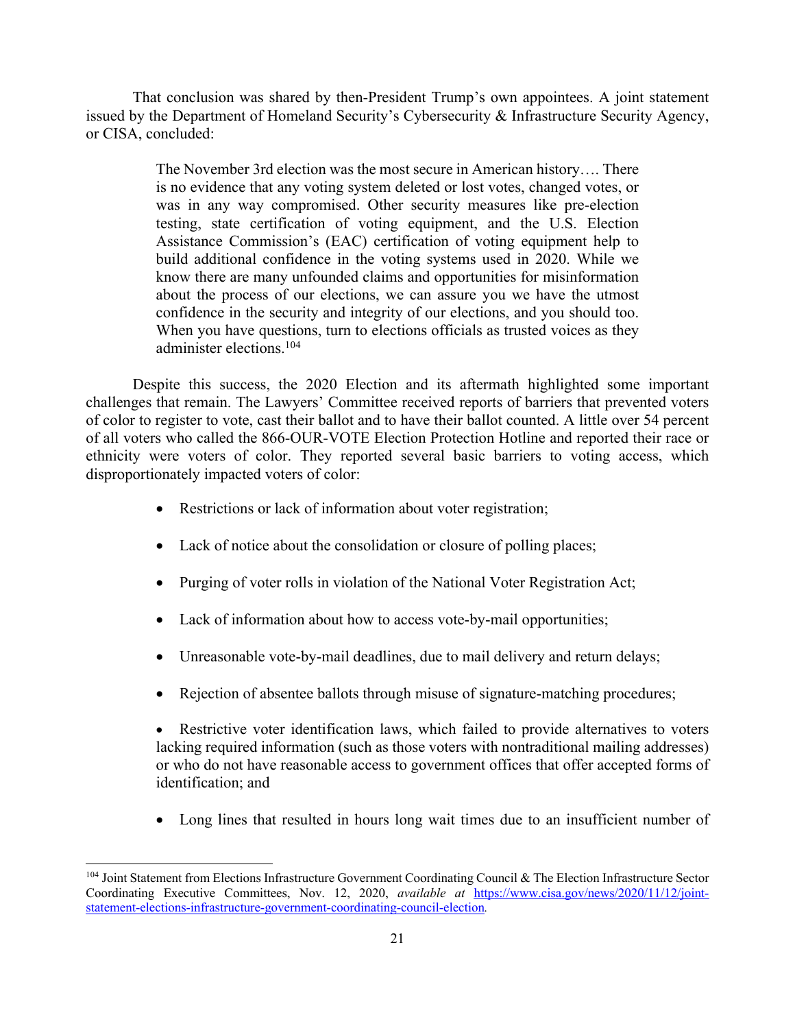That conclusion was shared by then-President Trump's own appointees. A joint statement issued by the Department of Homeland Security's Cybersecurity & Infrastructure Security Agency, or CISA, concluded:

> The November 3rd election was the most secure in American history…. There is no evidence that any voting system deleted or lost votes, changed votes, or was in any way compromised. Other security measures like pre-election testing, state certification of voting equipment, and the U.S. Election Assistance Commission's (EAC) certification of voting equipment help to build additional confidence in the voting systems used in 2020. While we know there are many unfounded claims and opportunities for misinformation about the process of our elections, we can assure you we have the utmost confidence in the security and integrity of our elections, and you should too. When you have questions, turn to elections officials as trusted voices as they administer elections.[104]

Despite this success, the 2020 Election and its aftermath highlighted some important challenges that remain. The Lawyers' Committee received reports of barriers that prevented voters of color to register to vote, cast their ballot and to have their ballot counted. A little over 54 percent of all voters who called the 866-OUR-VOTE Election Protection Hotline and reported their race or ethnicity were voters of color. They reported several basic barriers to voting access, which disproportionately impacted voters of color:

- Restrictions or lack of information about voter registration;
- Lack of notice about the consolidation or closure of polling places;
- Purging of voter rolls in violation of the National Voter Registration Act;
- Lack of information about how to access vote-by-mail opportunities;
- Unreasonable vote-by-mail deadlines, due to mail delivery and return delays;
- Rejection of absentee ballots through misuse of signature-matching procedures;
- Restrictive voter identification laws, which failed to provide alternatives to voters lacking required information (such as those voters with nontraditional mailing addresses) or who do not have reasonable access to government offices that offer accepted forms of identification; and
- Long lines that resulted in hours long wait times due to an insufficient number of

---

[104] Joint Statement from Elections Infrastructure Government Coordinating Council & The Election Infrastructure Sector Coordinating Executive Committees, Nov. 12, 2020, *available at* https://www.cisa.gov/news/2020/11/12/joint-statement-elections-infrastructure-government-coordinating-council-election.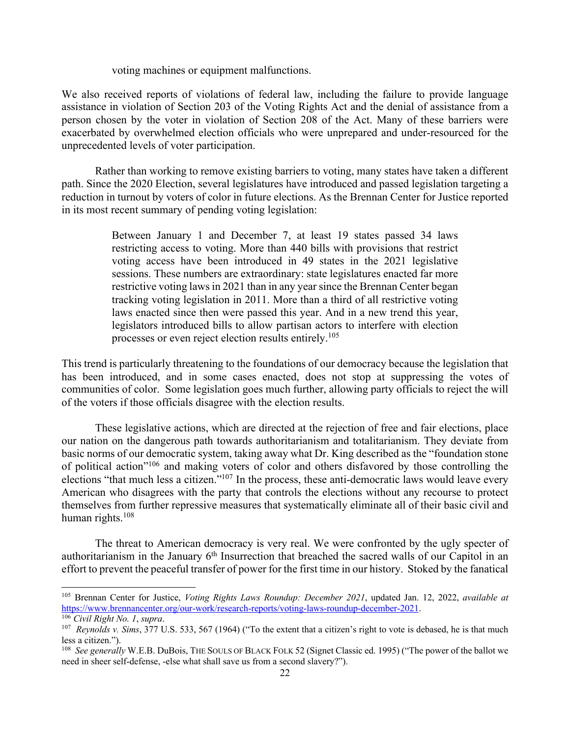voting machines or equipment malfunctions.

We also received reports of violations of federal law, including the failure to provide language assistance in violation of Section 203 of the Voting Rights Act and the denial of assistance from a person chosen by the voter in violation of Section 208 of the Act. Many of these barriers were exacerbated by overwhelmed election officials who were unprepared and under-resourced for the unprecedented levels of voter participation.

Rather than working to remove existing barriers to voting, many states have taken a different path. Since the 2020 Election, several legislatures have introduced and passed legislation targeting a reduction in turnout by voters of color in future elections. As the Brennan Center for Justice reported in its most recent summary of pending voting legislation:

> Between January 1 and December 7, at least 19 states passed 34 laws restricting access to voting. More than 440 bills with provisions that restrict voting access have been introduced in 49 states in the 2021 legislative sessions. These numbers are extraordinary: state legislatures enacted far more restrictive voting laws in 2021 than in any year since the Brennan Center began tracking voting legislation in 2011. More than a third of all restrictive voting laws enacted since then were passed this year. And in a new trend this year, legislators introduced bills to allow partisan actors to interfere with election processes or even reject election results entirely.[105]

This trend is particularly threatening to the foundations of our democracy because the legislation that has been introduced, and in some cases enacted, does not stop at suppressing the votes of communities of color. Some legislation goes much further, allowing party officials to reject the will of the voters if those officials disagree with the election results.

These legislative actions, which are directed at the rejection of free and fair elections, place our nation on the dangerous path towards authoritarianism and totalitarianism. They deviate from basic norms of our democratic system, taking away what Dr. King described as the "foundation stone of political action"[106] and making voters of color and others disfavored by those controlling the elections "that much less a citizen."[107] In the process, these anti-democratic laws would leave every American who disagrees with the party that controls the elections without any recourse to protect themselves from further repressive measures that systematically eliminate all of their basic civil and human rights.[108]

The threat to American democracy is very real. We were confronted by the ugly specter of authoritarianism in the January 6th Insurrection that breached the sacred walls of our Capitol in an effort to prevent the peaceful transfer of power for the first time in our history. Stoked by the fanatical

---

[105] Brennan Center for Justice, *Voting Rights Laws Roundup: December 2021*, updated Jan. 12, 2022, *available at* https://www.brennancenter.org/our-work/research-reports/voting-laws-roundup-december-2021.

[106] *Civil Right No. 1*, *supra*.

[107] *Reynolds v. Sims*, 377 U.S. 533, 567 (1964) ("To the extent that a citizen's right to vote is debased, he is that much less a citizen.").

[108] *See generally* W.E.B. DuBois, THE SOULS OF BLACK FOLK 52 (Signet Classic ed. 1995) ("The power of the ballot we need in sheer self-defense, -else what shall save us from a second slavery?").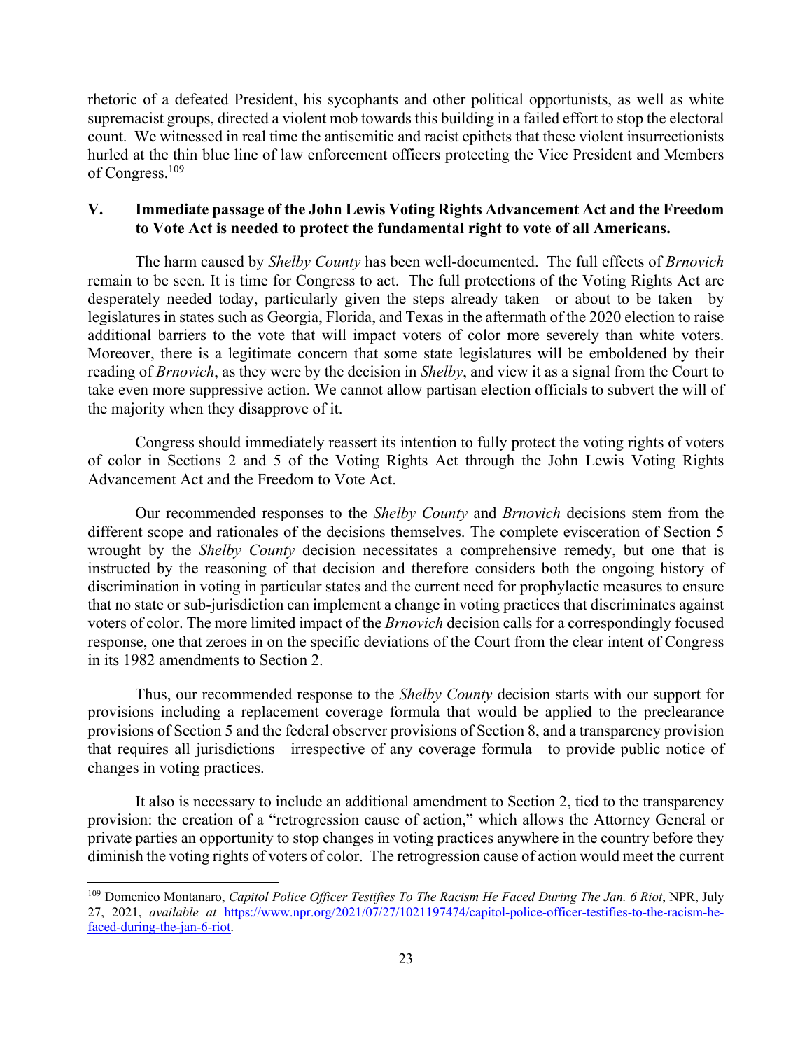rhetoric of a defeated President, his sycophants and other political opportunists, as well as white supremacist groups, directed a violent mob towards this building in a failed effort to stop the electoral count. We witnessed in real time the antisemitic and racist epithets that these violent insurrectionists hurled at the thin blue line of law enforcement officers protecting the Vice President and Members of Congress.[109]

## V. Immediate passage of the John Lewis Voting Rights Advancement Act and the Freedom to Vote Act is needed to protect the fundamental right to vote of all Americans.

The harm caused by *Shelby County* has been well-documented. The full effects of *Brnovich* remain to be seen. It is time for Congress to act. The full protections of the Voting Rights Act are desperately needed today, particularly given the steps already taken—or about to be taken—by legislatures in states such as Georgia, Florida, and Texas in the aftermath of the 2020 election to raise additional barriers to the vote that will impact voters of color more severely than white voters. Moreover, there is a legitimate concern that some state legislatures will be emboldened by their reading of *Brnovich*, as they were by the decision in *Shelby*, and view it as a signal from the Court to take even more suppressive action. We cannot allow partisan election officials to subvert the will of the majority when they disapprove of it.

Congress should immediately reassert its intention to fully protect the voting rights of voters of color in Sections 2 and 5 of the Voting Rights Act through the John Lewis Voting Rights Advancement Act and the Freedom to Vote Act.

Our recommended responses to the *Shelby County* and *Brnovich* decisions stem from the different scope and rationales of the decisions themselves. The complete evisceration of Section 5 wrought by the *Shelby County* decision necessitates a comprehensive remedy, but one that is instructed by the reasoning of that decision and therefore considers both the ongoing history of discrimination in voting in particular states and the current need for prophylactic measures to ensure that no state or sub-jurisdiction can implement a change in voting practices that discriminates against voters of color. The more limited impact of the *Brnovich* decision calls for a correspondingly focused response, one that zeroes in on the specific deviations of the Court from the clear intent of Congress in its 1982 amendments to Section 2.

Thus, our recommended response to the *Shelby County* decision starts with our support for provisions including a replacement coverage formula that would be applied to the preclearance provisions of Section 5 and the federal observer provisions of Section 8, and a transparency provision that requires all jurisdictions—irrespective of any coverage formula—to provide public notice of changes in voting practices.

It also is necessary to include an additional amendment to Section 2, tied to the transparency provision: the creation of a "retrogression cause of action," which allows the Attorney General or private parties an opportunity to stop changes in voting practices anywhere in the country before they diminish the voting rights of voters of color. The retrogression cause of action would meet the current

---

[109] Domenico Montanaro, *Capitol Police Officer Testifies To The Racism He Faced During The Jan. 6 Riot*, NPR, July 27, 2021, *available at* https://www.npr.org/2021/07/27/1021197474/capitol-police-officer-testifies-to-the-racism-he-faced-during-the-jan-6-riot.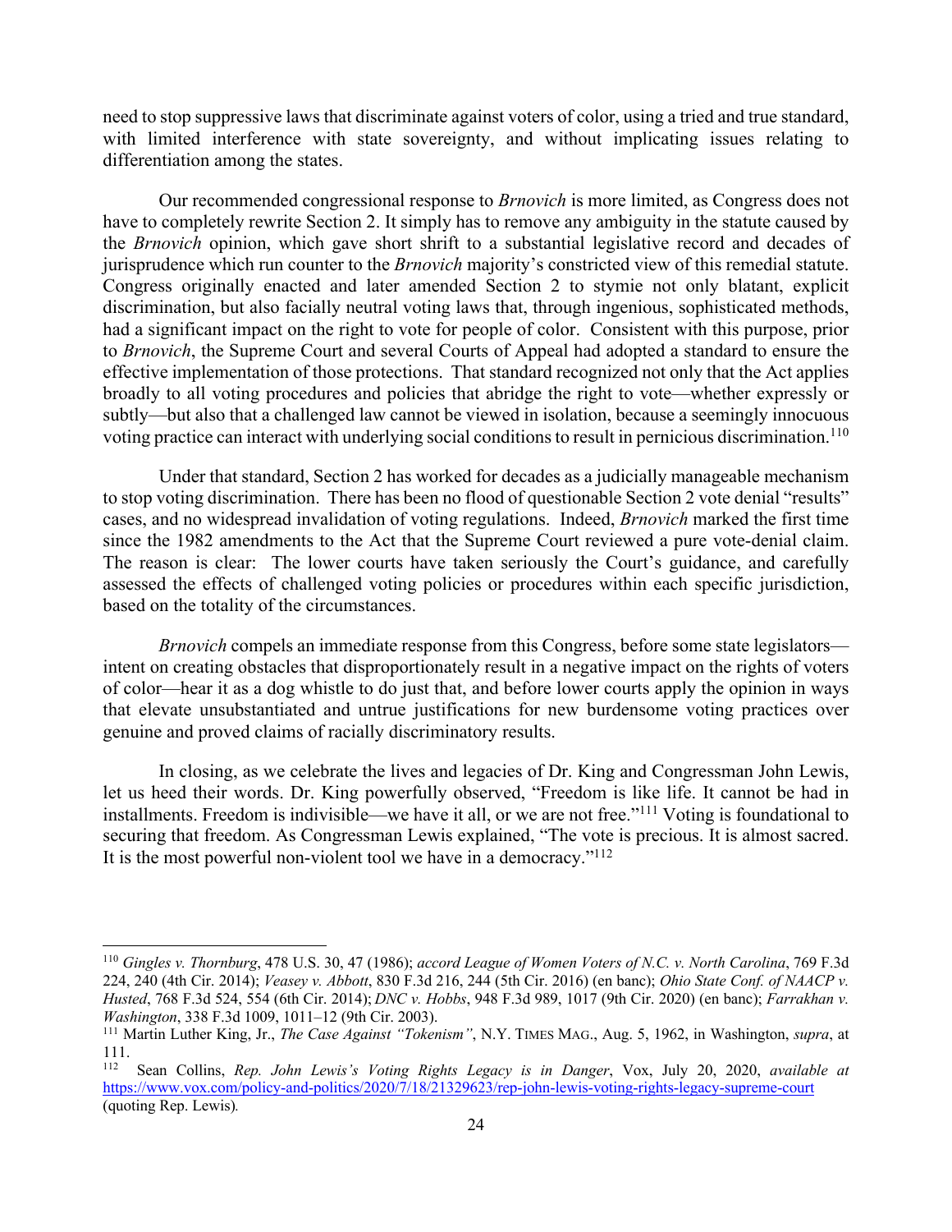need to stop suppressive laws that discriminate against voters of color, using a tried and true standard, with limited interference with state sovereignty, and without implicating issues relating to differentiation among the states.

Our recommended congressional response to *Brnovich* is more limited, as Congress does not have to completely rewrite Section 2. It simply has to remove any ambiguity in the statute caused by the *Brnovich* opinion, which gave short shrift to a substantial legislative record and decades of jurisprudence which run counter to the *Brnovich* majority's constricted view of this remedial statute. Congress originally enacted and later amended Section 2 to stymie not only blatant, explicit discrimination, but also facially neutral voting laws that, through ingenious, sophisticated methods, had a significant impact on the right to vote for people of color. Consistent with this purpose, prior to *Brnovich*, the Supreme Court and several Courts of Appeal had adopted a standard to ensure the effective implementation of those protections. That standard recognized not only that the Act applies broadly to all voting procedures and policies that abridge the right to vote—whether expressly or subtly—but also that a challenged law cannot be viewed in isolation, because a seemingly innocuous voting practice can interact with underlying social conditions to result in pernicious discrimination.[110]

Under that standard, Section 2 has worked for decades as a judicially manageable mechanism to stop voting discrimination. There has been no flood of questionable Section 2 vote denial "results" cases, and no widespread invalidation of voting regulations. Indeed, *Brnovich* marked the first time since the 1982 amendments to the Act that the Supreme Court reviewed a pure vote-denial claim. The reason is clear: The lower courts have taken seriously the Court's guidance, and carefully assessed the effects of challenged voting policies or procedures within each specific jurisdiction, based on the totality of the circumstances.

*Brnovich* compels an immediate response from this Congress, before some state legislators—intent on creating obstacles that disproportionately result in a negative impact on the rights of voters of color—hear it as a dog whistle to do just that, and before lower courts apply the opinion in ways that elevate unsubstantiated and untrue justifications for new burdensome voting practices over genuine and proved claims of racially discriminatory results.

In closing, as we celebrate the lives and legacies of Dr. King and Congressman John Lewis, let us heed their words. Dr. King powerfully observed, "Freedom is like life. It cannot be had in installments. Freedom is indivisible—we have it all, or we are not free."[111] Voting is foundational to securing that freedom. As Congressman Lewis explained, "The vote is precious. It is almost sacred. It is the most powerful non-violent tool we have in a democracy."[112]

---

[110] *Gingles v. Thornburg*, 478 U.S. 30, 47 (1986); *accord League of Women Voters of N.C. v. North Carolina*, 769 F.3d 224, 240 (4th Cir. 2014); *Veasey v. Abbott*, 830 F.3d 216, 244 (5th Cir. 2016) (en banc); *Ohio State Conf. of NAACP v. Husted*, 768 F.3d 524, 554 (6th Cir. 2014); *DNC v. Hobbs*, 948 F.3d 989, 1017 (9th Cir. 2020) (en banc); *Farrakhan v. Washington*, 338 F.3d 1009, 1011–12 (9th Cir. 2003).

[111] Martin Luther King, Jr., *The Case Against "Tokenism"*, N.Y. TIMES MAG., Aug. 5, 1962, in Washington, *supra*, at 111.

[112] Sean Collins, *Rep. John Lewis's Voting Rights Legacy is in Danger*, Vox, July 20, 2020, *available at* https://www.vox.com/policy-and-politics/2020/7/18/21329623/rep-john-lewis-voting-rights-legacy-supreme-court (quoting Rep. Lewis).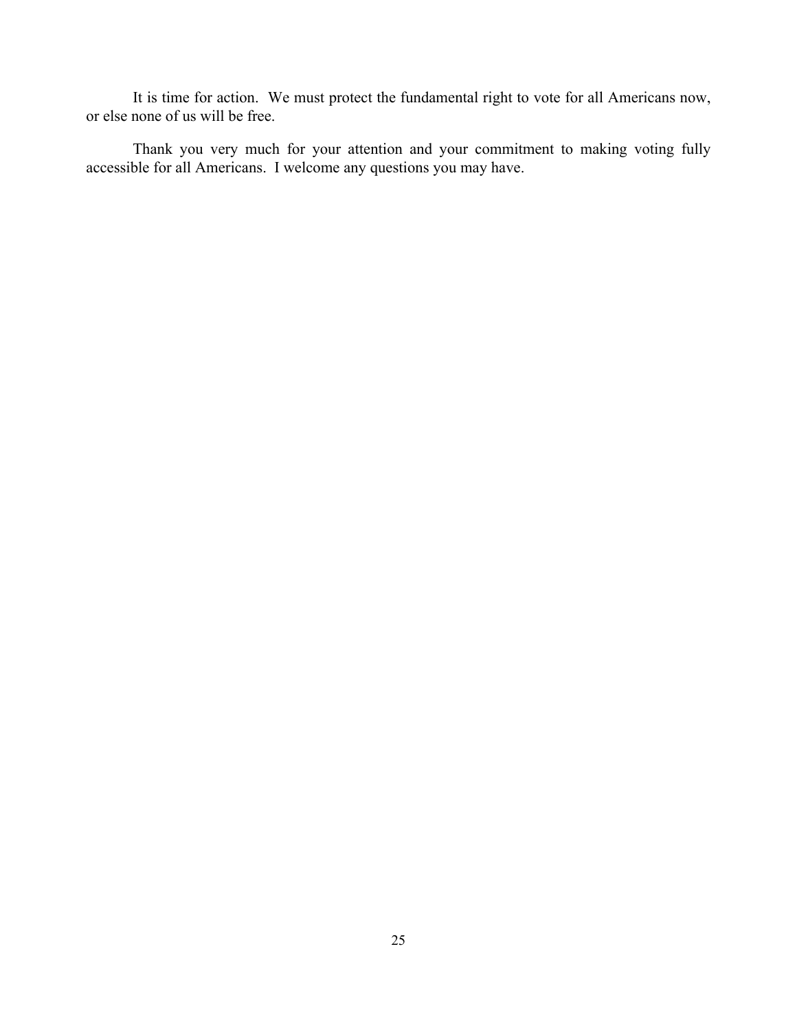It is time for action. We must protect the fundamental right to vote for all Americans now, or else none of us will be free.

Thank you very much for your attention and your commitment to making voting fully accessible for all Americans. I welcome any questions you may have.